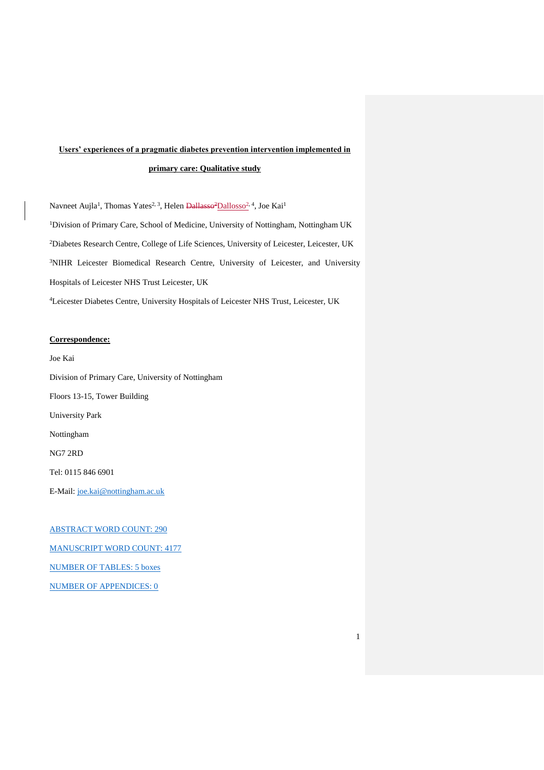**Users' experiences of a pragmatic diabetes prevention intervention implemented in primary care: Qualitative study**

Navneet Aujla[1], Thomas Yates[2, 3], Helen ~~Dallasso[2]~~Dallosso[2, 4], Joe Kai[1]

[1]Division of Primary Care, School of Medicine, University of Nottingham, Nottingham UK

[2]Diabetes Research Centre, College of Life Sciences, University of Leicester, Leicester, UK

[3]NIHR Leicester Biomedical Research Centre, University of Leicester, and University Hospitals of Leicester NHS Trust Leicester, UK

[4]Leicester Diabetes Centre, University Hospitals of Leicester NHS Trust, Leicester, UK

**Correspondence:**

Joe Kai

Division of Primary Care, University of Nottingham

Floors 13-15, Tower Building

University Park

Nottingham

NG7 2RD

Tel: 0115 846 6901

E-Mail: joe.kai@nottingham.ac.uk

ABSTRACT WORD COUNT: 290

MANUSCRIPT WORD COUNT: 4177

NUMBER OF TABLES: 5 boxes

NUMBER OF APPENDICES: 0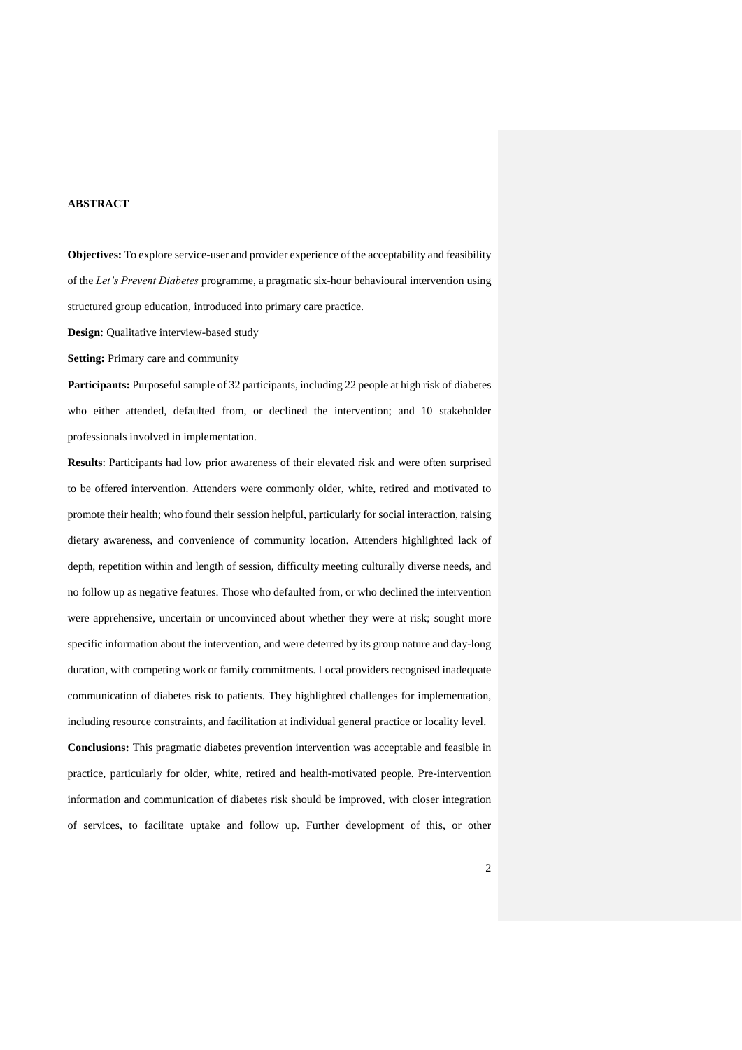**ABSTRACT**

**Objectives:** To explore service-user and provider experience of the acceptability and feasibility of the *Let's Prevent Diabetes* programme, a pragmatic six-hour behavioural intervention using structured group education, introduced into primary care practice.

**Design:** Qualitative interview-based study

**Setting:** Primary care and community

**Participants:** Purposeful sample of 32 participants, including 22 people at high risk of diabetes who either attended, defaulted from, or declined the intervention; and 10 stakeholder professionals involved in implementation.

**Results**: Participants had low prior awareness of their elevated risk and were often surprised to be offered intervention. Attenders were commonly older, white, retired and motivated to promote their health; who found their session helpful, particularly for social interaction, raising dietary awareness, and convenience of community location. Attenders highlighted lack of depth, repetition within and length of session, difficulty meeting culturally diverse needs, and no follow up as negative features. Those who defaulted from, or who declined the intervention were apprehensive, uncertain or unconvinced about whether they were at risk; sought more specific information about the intervention, and were deterred by its group nature and day-long duration, with competing work or family commitments. Local providers recognised inadequate communication of diabetes risk to patients. They highlighted challenges for implementation, including resource constraints, and facilitation at individual general practice or locality level.

**Conclusions:** This pragmatic diabetes prevention intervention was acceptable and feasible in practice, particularly for older, white, retired and health-motivated people. Pre-intervention information and communication of diabetes risk should be improved, with closer integration of services, to facilitate uptake and follow up. Further development of this, or other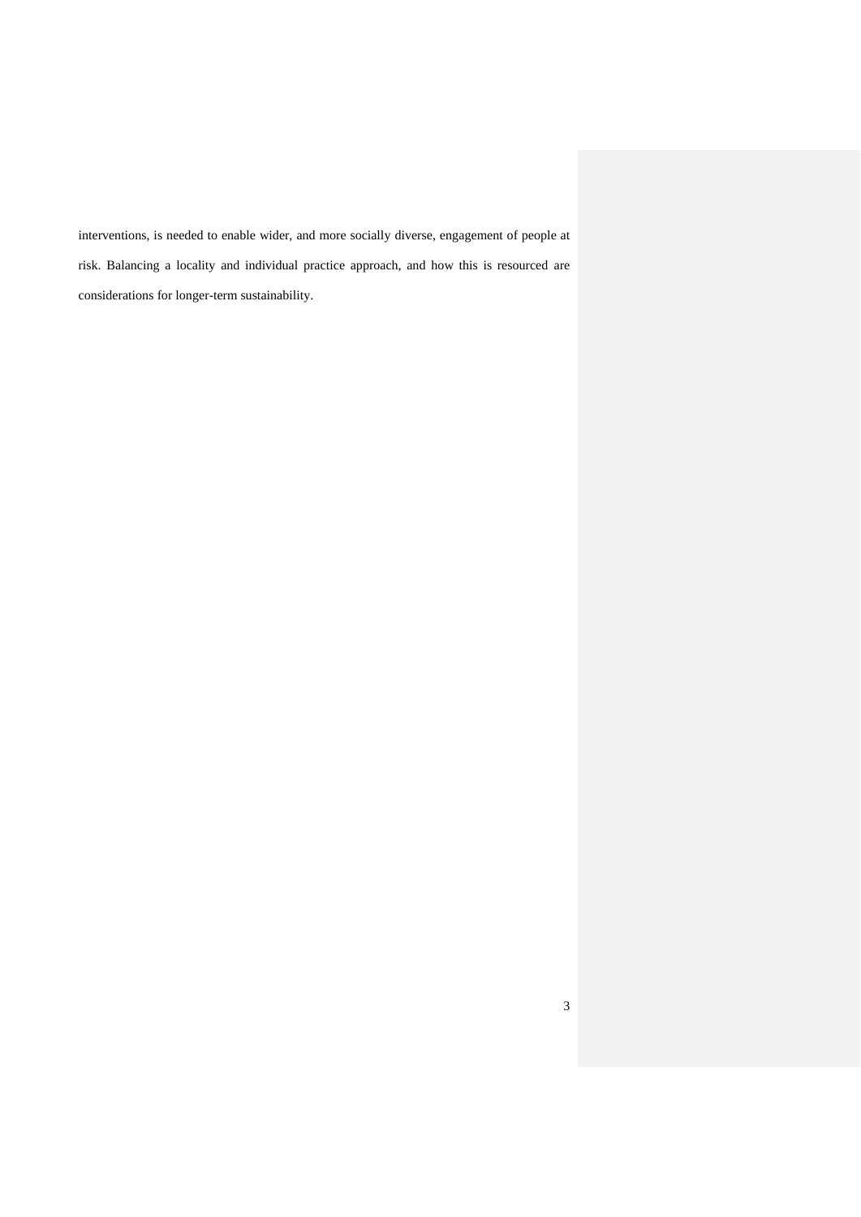interventions, is needed to enable wider, and more socially diverse, engagement of people at risk. Balancing a locality and individual practice approach, and how this is resourced are considerations for longer-term sustainability.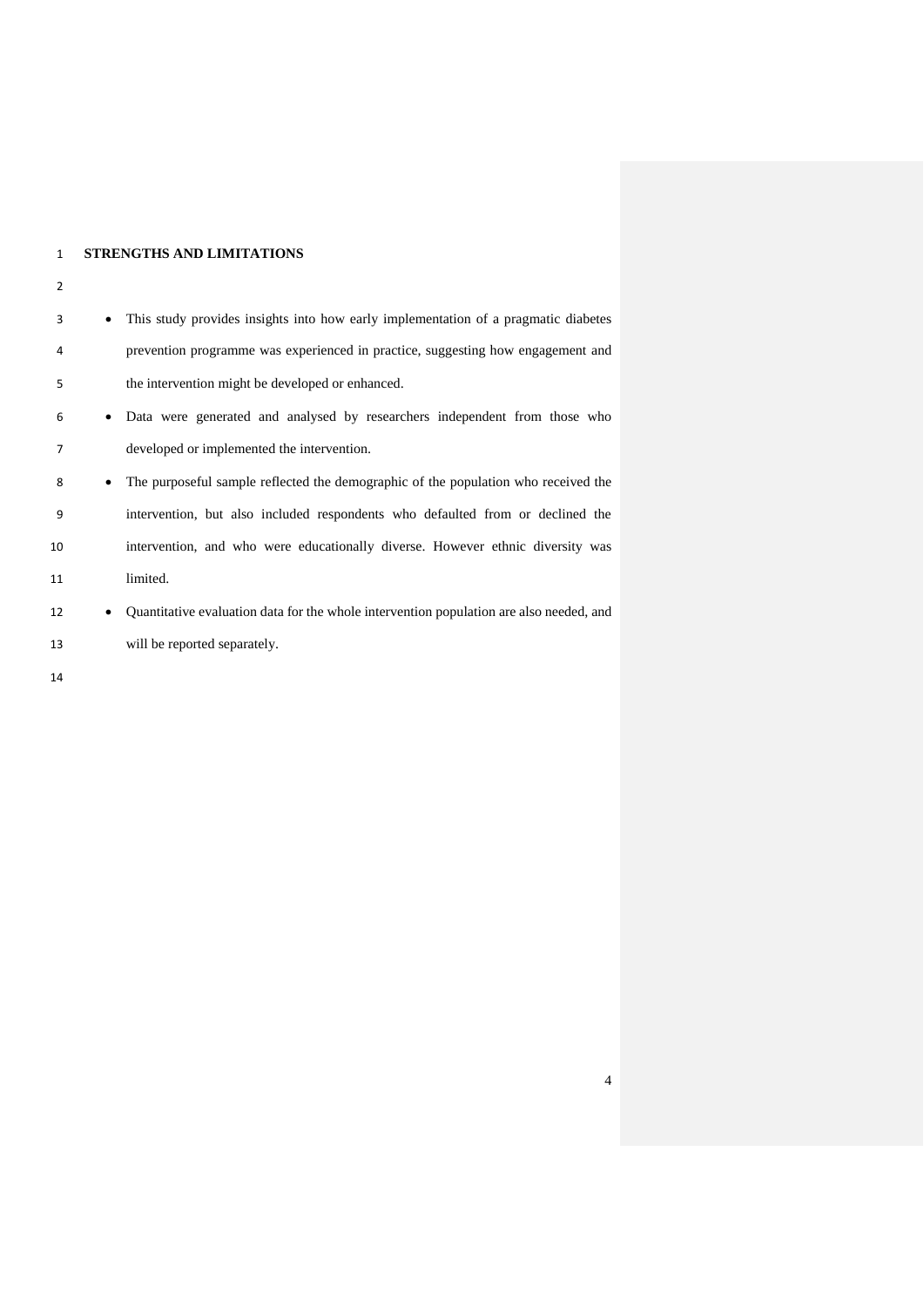## STRENGTHS AND LIMITATIONS

- This study provides insights into how early implementation of a pragmatic diabetes prevention programme was experienced in practice, suggesting how engagement and the intervention might be developed or enhanced.
- Data were generated and analysed by researchers independent from those who developed or implemented the intervention.
- The purposeful sample reflected the demographic of the population who received the intervention, but also included respondents who defaulted from or declined the intervention, and who were educationally diverse. However ethnic diversity was limited.
- Quantitative evaluation data for the whole intervention population are also needed, and will be reported separately.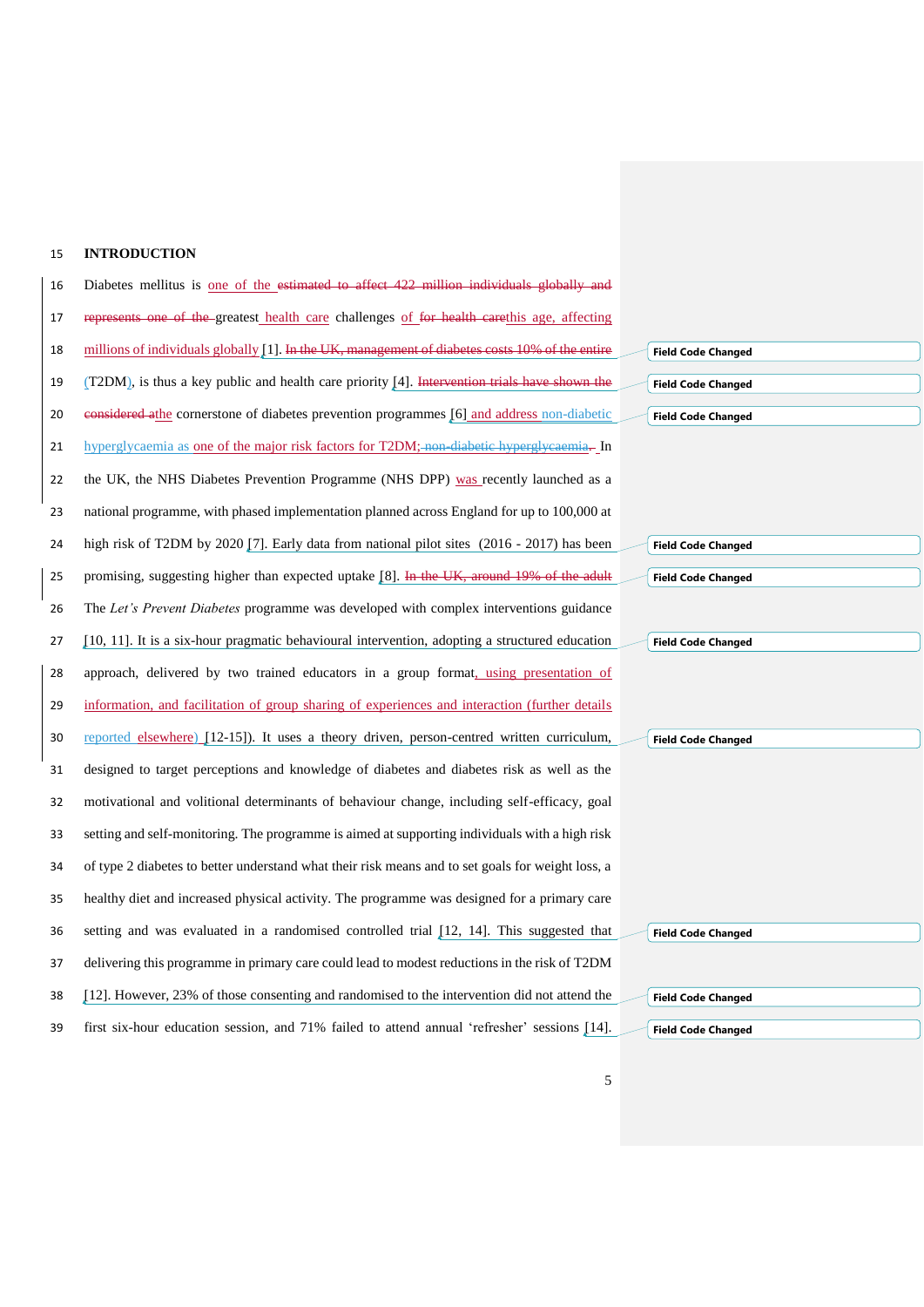## INTRODUCTION

Diabetes mellitus is one of the ~~estimated to affect 422 million individuals globally and represents one of the~~ greatest health care challenges of ~~for health care~~this age, affecting millions of individuals globally [1]. ~~In the UK, management of diabetes costs 10% of the entire~~ (T2DM), is thus a key public and health care priority [4]. ~~Intervention trials have shown the considered a~~the cornerstone of diabetes prevention programmes [6] and address non-diabetic hyperglycaemia as one of the major risk factors for T2DM~~; non-diabetic hyperglycaemia.~~ In the UK, the NHS Diabetes Prevention Programme (NHS DPP) was recently launched as a national programme, with phased implementation planned across England for up to 100,000 at high risk of T2DM by 2020 [7]. Early data from national pilot sites (2016 - 2017) has been promising, suggesting higher than expected uptake [8]. ~~In the UK, around 19% of the adult~~

The *Let's Prevent Diabetes* programme was developed with complex interventions guidance [10, 11]. It is a six-hour pragmatic behavioural intervention, adopting a structured education approach, delivered by two trained educators in a group format, using presentation of information, and facilitation of group sharing of experiences and interaction (further details reported elsewhere) [12-15]). It uses a theory driven, person-centred written curriculum, designed to target perceptions and knowledge of diabetes and diabetes risk as well as the motivational and volitional determinants of behaviour change, including self-efficacy, goal setting and self-monitoring. The programme is aimed at supporting individuals with a high risk of type 2 diabetes to better understand what their risk means and to set goals for weight loss, a healthy diet and increased physical activity. The programme was designed for a primary care setting and was evaluated in a randomised controlled trial [12, 14]. This suggested that delivering this programme in primary care could lead to modest reductions in the risk of T2DM [12]. However, 23% of those consenting and randomised to the intervention did not attend the first six-hour education session, and 71% failed to attend annual 'refresher' sessions [14].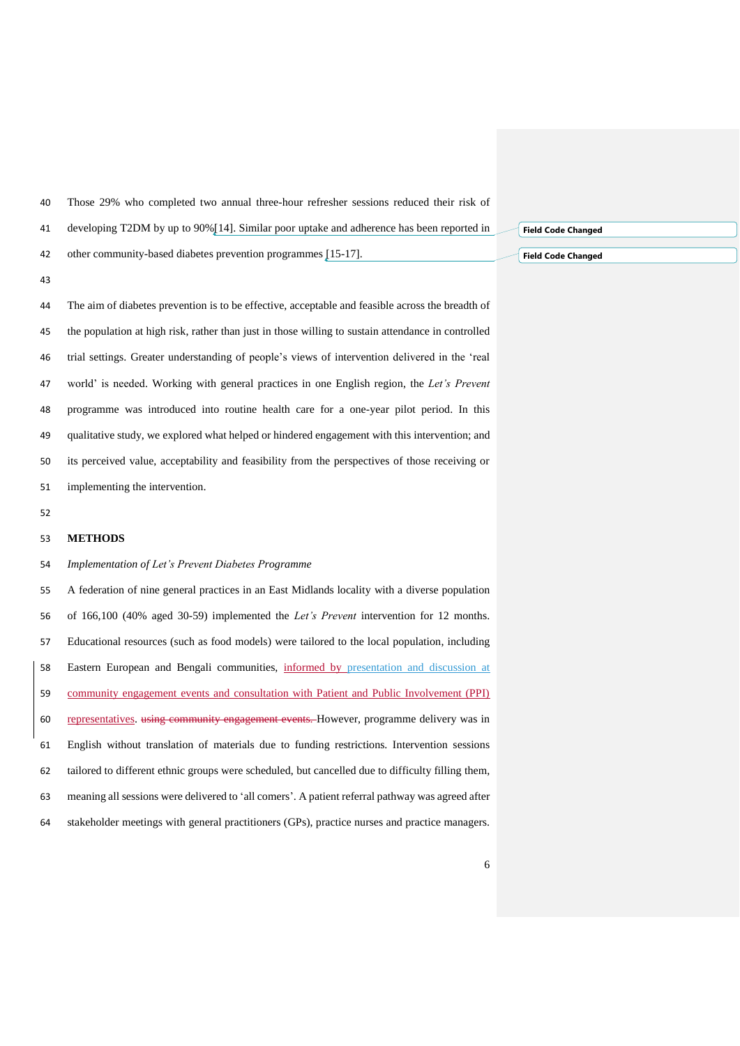Those 29% who completed two annual three-hour refresher sessions reduced their risk of developing T2DM by up to 90%[14]. Similar poor uptake and adherence has been reported in other community-based diabetes prevention programmes [15-17].

The aim of diabetes prevention is to be effective, acceptable and feasible across the breadth of the population at high risk, rather than just in those willing to sustain attendance in controlled trial settings. Greater understanding of people's views of intervention delivered in the 'real world' is needed. Working with general practices in one English region, the *Let's Prevent* programme was introduced into routine health care for a one-year pilot period. In this qualitative study, we explored what helped or hindered engagement with this intervention; and its perceived value, acceptability and feasibility from the perspectives of those receiving or implementing the intervention.

## METHODS

*Implementation of Let's Prevent Diabetes Programme*

A federation of nine general practices in an East Midlands locality with a diverse population of 166,100 (40% aged 30-59) implemented the *Let's Prevent* intervention for 12 months. Educational resources (such as food models) were tailored to the local population, including Eastern European and Bengali communities, informed by presentation and discussion at community engagement events and consultation with Patient and Public Involvement (PPI) representatives. ~~using community engagement events.~~ However, programme delivery was in English without translation of materials due to funding restrictions. Intervention sessions tailored to different ethnic groups were scheduled, but cancelled due to difficulty filling them, meaning all sessions were delivered to 'all comers'. A patient referral pathway was agreed after stakeholder meetings with general practitioners (GPs), practice nurses and practice managers.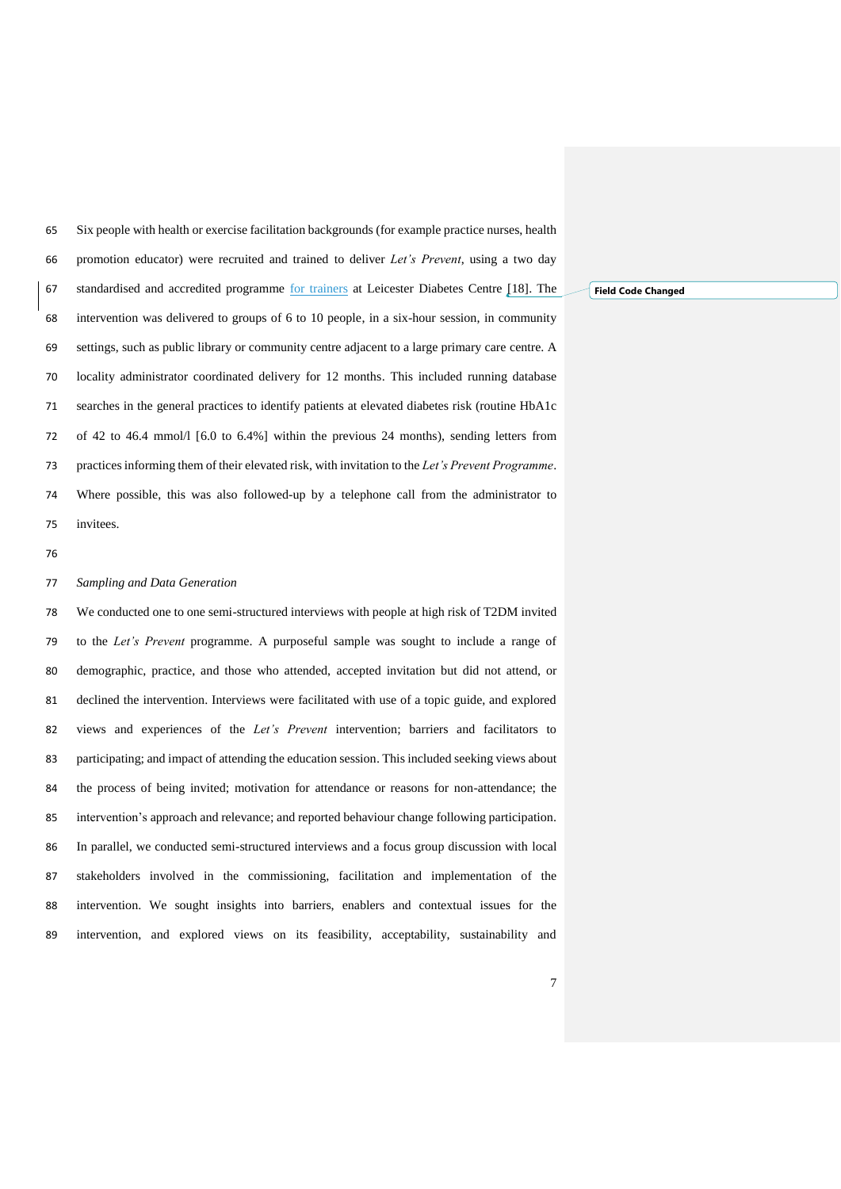Six people with health or exercise facilitation backgrounds (for example practice nurses, health promotion educator) were recruited and trained to deliver *Let's Prevent*, using a two day standardised and accredited programme for trainers at Leicester Diabetes Centre [18]. The intervention was delivered to groups of 6 to 10 people, in a six-hour session, in community settings, such as public library or community centre adjacent to a large primary care centre. A locality administrator coordinated delivery for 12 months. This included running database searches in the general practices to identify patients at elevated diabetes risk (routine HbA1c of 42 to 46.4 mmol/l [6.0 to 6.4%] within the previous 24 months), sending letters from practices informing them of their elevated risk, with invitation to the *Let's Prevent Programme*. Where possible, this was also followed-up by a telephone call from the administrator to invitees.

*Sampling and Data Generation*

We conducted one to one semi-structured interviews with people at high risk of T2DM invited to the *Let's Prevent* programme. A purposeful sample was sought to include a range of demographic, practice, and those who attended, accepted invitation but did not attend, or declined the intervention. Interviews were facilitated with use of a topic guide, and explored views and experiences of the *Let's Prevent* intervention; barriers and facilitators to participating; and impact of attending the education session. This included seeking views about the process of being invited; motivation for attendance or reasons for non-attendance; the intervention's approach and relevance; and reported behaviour change following participation. In parallel, we conducted semi-structured interviews and a focus group discussion with local stakeholders involved in the commissioning, facilitation and implementation of the intervention. We sought insights into barriers, enablers and contextual issues for the intervention, and explored views on its feasibility, acceptability, sustainability and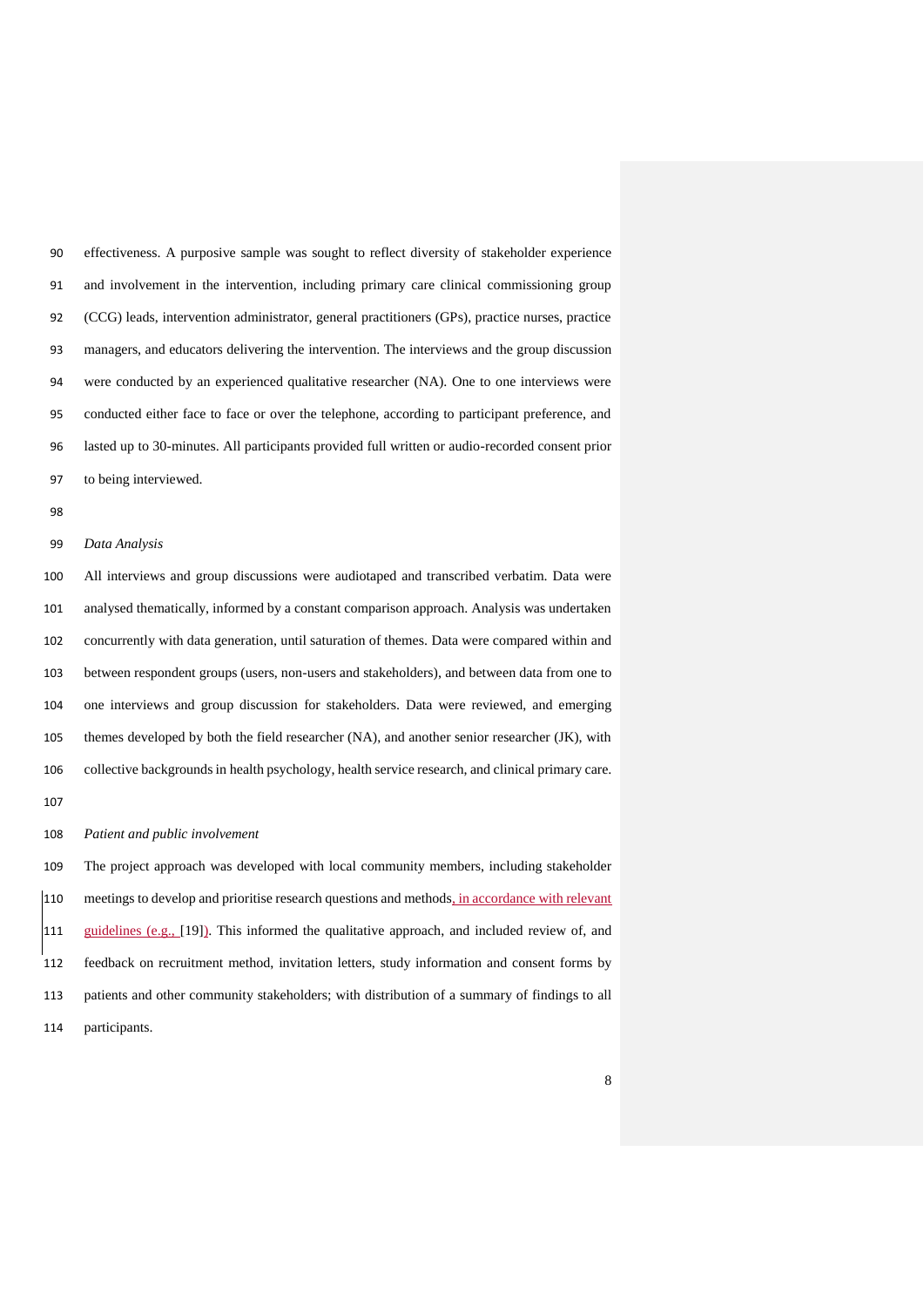effectiveness. A purposive sample was sought to reflect diversity of stakeholder experience and involvement in the intervention, including primary care clinical commissioning group (CCG) leads, intervention administrator, general practitioners (GPs), practice nurses, practice managers, and educators delivering the intervention. The interviews and the group discussion were conducted by an experienced qualitative researcher (NA). One to one interviews were conducted either face to face or over the telephone, according to participant preference, and lasted up to 30-minutes. All participants provided full written or audio-recorded consent prior to being interviewed.

*Data Analysis*

All interviews and group discussions were audiotaped and transcribed verbatim. Data were analysed thematically, informed by a constant comparison approach. Analysis was undertaken concurrently with data generation, until saturation of themes. Data were compared within and between respondent groups (users, non-users and stakeholders), and between data from one to one interviews and group discussion for stakeholders. Data were reviewed, and emerging themes developed by both the field researcher (NA), and another senior researcher (JK), with collective backgrounds in health psychology, health service research, and clinical primary care.

*Patient and public involvement*

The project approach was developed with local community members, including stakeholder meetings to develop and prioritise research questions and methods, in accordance with relevant guidelines (e.g., [19]). This informed the qualitative approach, and included review of, and feedback on recruitment method, invitation letters, study information and consent forms by patients and other community stakeholders; with distribution of a summary of findings to all participants.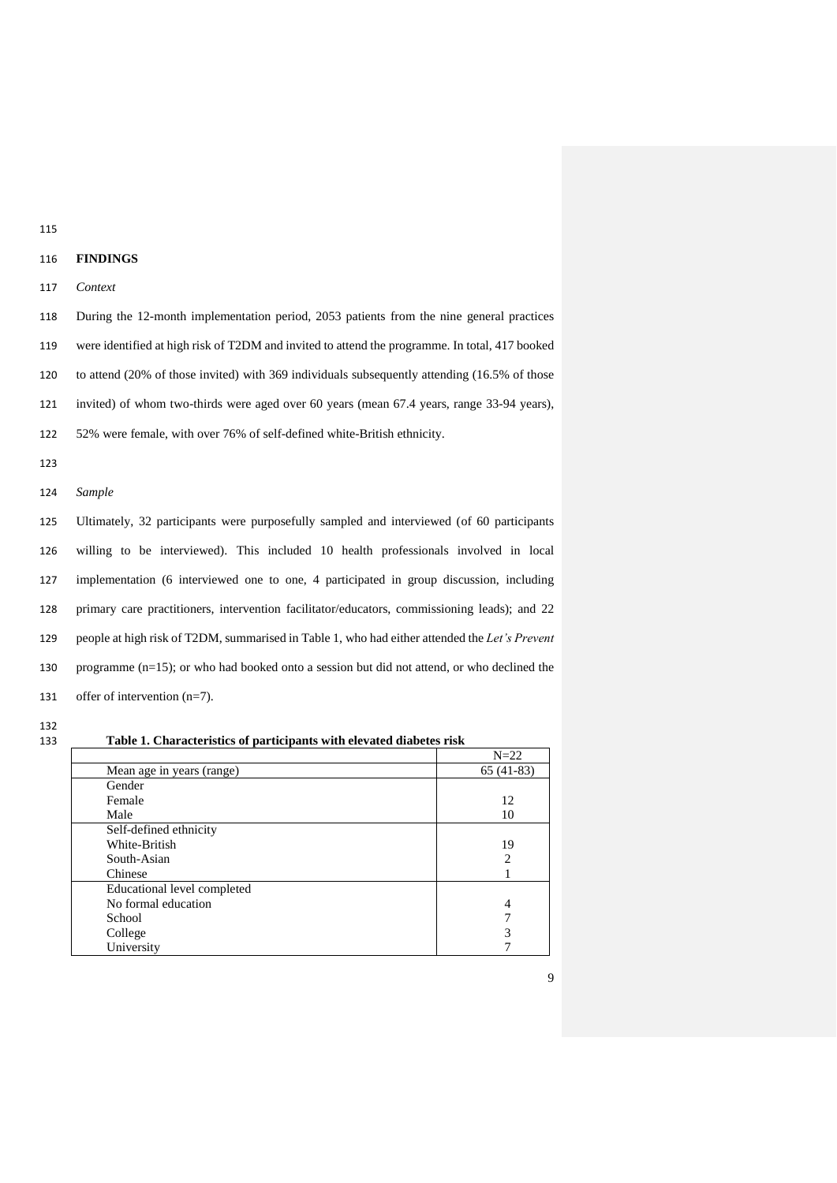## FINDINGS

*Context*

During the 12-month implementation period, 2053 patients from the nine general practices were identified at high risk of T2DM and invited to attend the programme. In total, 417 booked to attend (20% of those invited) with 369 individuals subsequently attending (16.5% of those invited) of whom two-thirds were aged over 60 years (mean 67.4 years, range 33-94 years), 52% were female, with over 76% of self-defined white-British ethnicity.

*Sample*

Ultimately, 32 participants were purposefully sampled and interviewed (of 60 participants willing to be interviewed). This included 10 health professionals involved in local implementation (6 interviewed one to one, 4 participated in group discussion, including primary care practitioners, intervention facilitator/educators, commissioning leads); and 22 people at high risk of T2DM, summarised in Table 1, who had either attended the *Let's Prevent* programme (n=15); or who had booked onto a session but did not attend, or who declined the offer of intervention (n=7).

**Table 1. Characteristics of participants with elevated diabetes risk**

| | N=22 |
|---|---|
| Mean age in years (range) | 65 (41-83) |
| Gender | |
| Female | 12 |
| Male | 10 |
| Self-defined ethnicity | |
| White-British | 19 |
| South-Asian | 2 |
| Chinese | 1 |
| Educational level completed | |
| No formal education | 4 |
| School | 7 |
| College | 3 |
| University | 7 |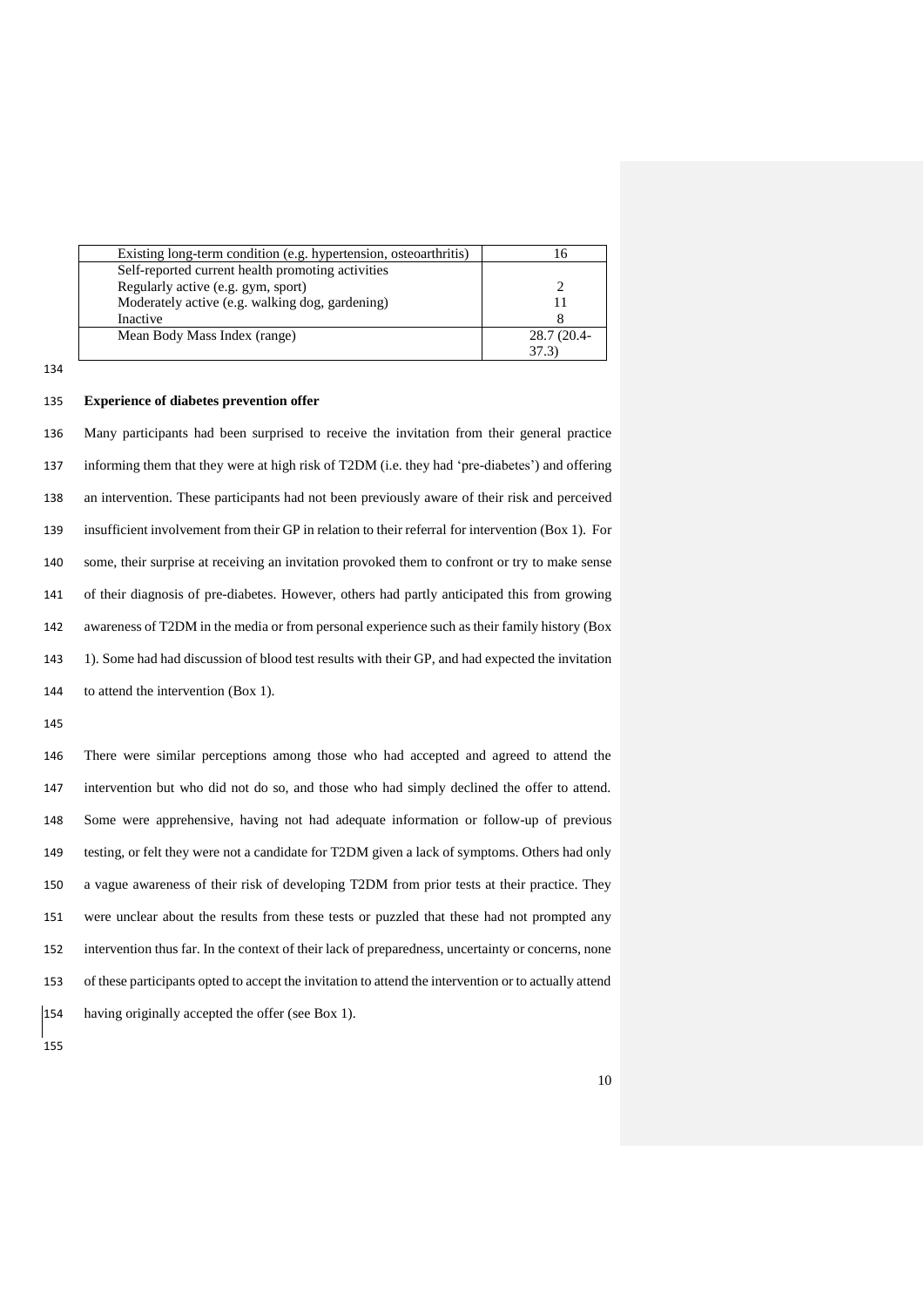| | |
|---|---|
| Existing long-term condition (e.g. hypertension, osteoarthritis) | 16 |
| Self-reported current health promoting activities | |
| Regularly active (e.g. gym, sport) | 2 |
| Moderately active (e.g. walking dog, gardening) | 11 |
| Inactive | 8 |
| Mean Body Mass Index (range) | 28.7 (20.4-37.3) |

**Experience of diabetes prevention offer**

Many participants had been surprised to receive the invitation from their general practice informing them that they were at high risk of T2DM (i.e. they had 'pre-diabetes') and offering an intervention. These participants had not been previously aware of their risk and perceived insufficient involvement from their GP in relation to their referral for intervention (Box 1). For some, their surprise at receiving an invitation provoked them to confront or try to make sense of their diagnosis of pre-diabetes. However, others had partly anticipated this from growing awareness of T2DM in the media or from personal experience such as their family history (Box 1). Some had had discussion of blood test results with their GP, and had expected the invitation to attend the intervention (Box 1).

There were similar perceptions among those who had accepted and agreed to attend the intervention but who did not do so, and those who had simply declined the offer to attend. Some were apprehensive, having not had adequate information or follow-up of previous testing, or felt they were not a candidate for T2DM given a lack of symptoms. Others had only a vague awareness of their risk of developing T2DM from prior tests at their practice. They were unclear about the results from these tests or puzzled that these had not prompted any intervention thus far. In the context of their lack of preparedness, uncertainty or concerns, none of these participants opted to accept the invitation to attend the intervention or to actually attend having originally accepted the offer (see Box 1).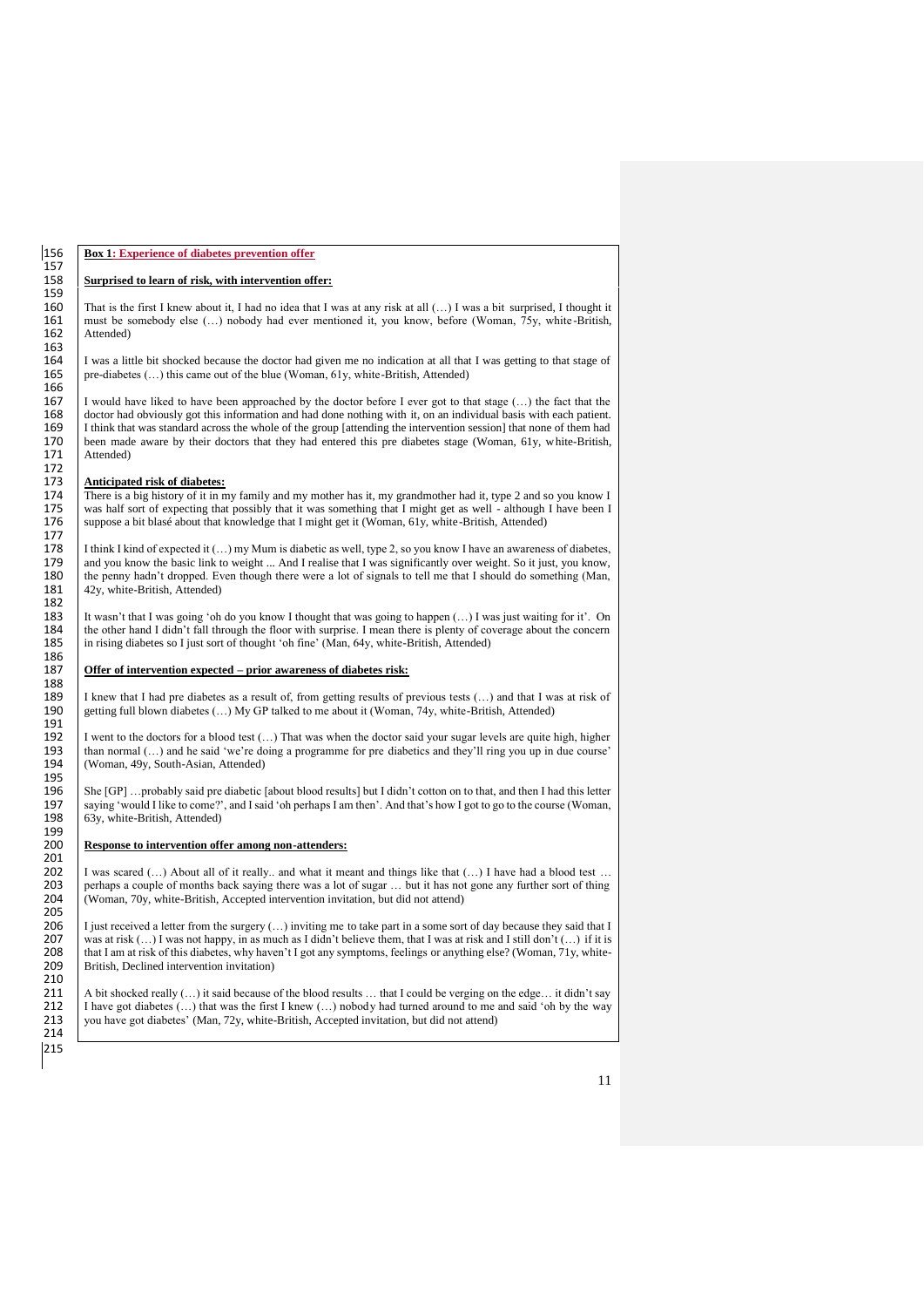**Box 1: Experience of diabetes prevention offer**

**Surprised to learn of risk, with intervention offer:**

That is the first I knew about it, I had no idea that I was at any risk at all (…) I was a bit surprised, I thought it must be somebody else (…) nobody had ever mentioned it, you know, before (Woman, 75y, white-British, Attended)

I was a little bit shocked because the doctor had given me no indication at all that I was getting to that stage of pre-diabetes (…) this came out of the blue (Woman, 61y, white-British, Attended)

I would have liked to have been approached by the doctor before I ever got to that stage (…) the fact that the doctor had obviously got this information and had done nothing with it, on an individual basis with each patient. I think that was standard across the whole of the group [attending the intervention session] that none of them had been made aware by their doctors that they had entered this pre diabetes stage (Woman, 61y, white-British, Attended)

**Anticipated risk of diabetes:**

There is a big history of it in my family and my mother has it, my grandmother had it, type 2 and so you know I was half sort of expecting that possibly that it was something that I might get as well - although I have been I suppose a bit blasé about that knowledge that I might get it (Woman, 61y, white-British, Attended)

I think I kind of expected it (…) my Mum is diabetic as well, type 2, so you know I have an awareness of diabetes, and you know the basic link to weight ... And I realise that I was significantly over weight. So it just, you know, the penny hadn't dropped. Even though there were a lot of signals to tell me that I should do something (Man, 42y, white-British, Attended)

It wasn't that I was going 'oh do you know I thought that was going to happen (…) I was just waiting for it'. On the other hand I didn't fall through the floor with surprise. I mean there is plenty of coverage about the concern in rising diabetes so I just sort of thought 'oh fine' (Man, 64y, white-British, Attended)

**Offer of intervention expected – prior awareness of diabetes risk:**

I knew that I had pre diabetes as a result of, from getting results of previous tests (…) and that I was at risk of getting full blown diabetes (…) My GP talked to me about it (Woman, 74y, white-British, Attended)

I went to the doctors for a blood test (…) That was when the doctor said your sugar levels are quite high, higher than normal (…) and he said 'we're doing a programme for pre diabetics and they'll ring you up in due course' (Woman, 49y, South-Asian, Attended)

She [GP] …probably said pre diabetic [about blood results] but I didn't cotton on to that, and then I had this letter saying 'would I like to come?', and I said 'oh perhaps I am then'. And that's how I got to go to the course (Woman, 63y, white-British, Attended)

**Response to intervention offer among non-attenders:**

I was scared (…) About all of it really.. and what it meant and things like that (…) I have had a blood test … perhaps a couple of months back saying there was a lot of sugar … but it has not gone any further sort of thing (Woman, 70y, white-British, Accepted intervention invitation, but did not attend)

I just received a letter from the surgery (…) inviting me to take part in a some sort of day because they said that I was at risk (…) I was not happy, in as much as I didn't believe them, that I was at risk and I still don't (…) if it is that I am at risk of this diabetes, why haven't I got any symptoms, feelings or anything else? (Woman, 71y, white-British, Declined intervention invitation)

A bit shocked really (…) it said because of the blood results … that I could be verging on the edge… it didn't say I have got diabetes (…) that was the first I knew (…) nobody had turned around to me and said 'oh by the way you have got diabetes' (Man, 72y, white-British, Accepted invitation, but did not attend)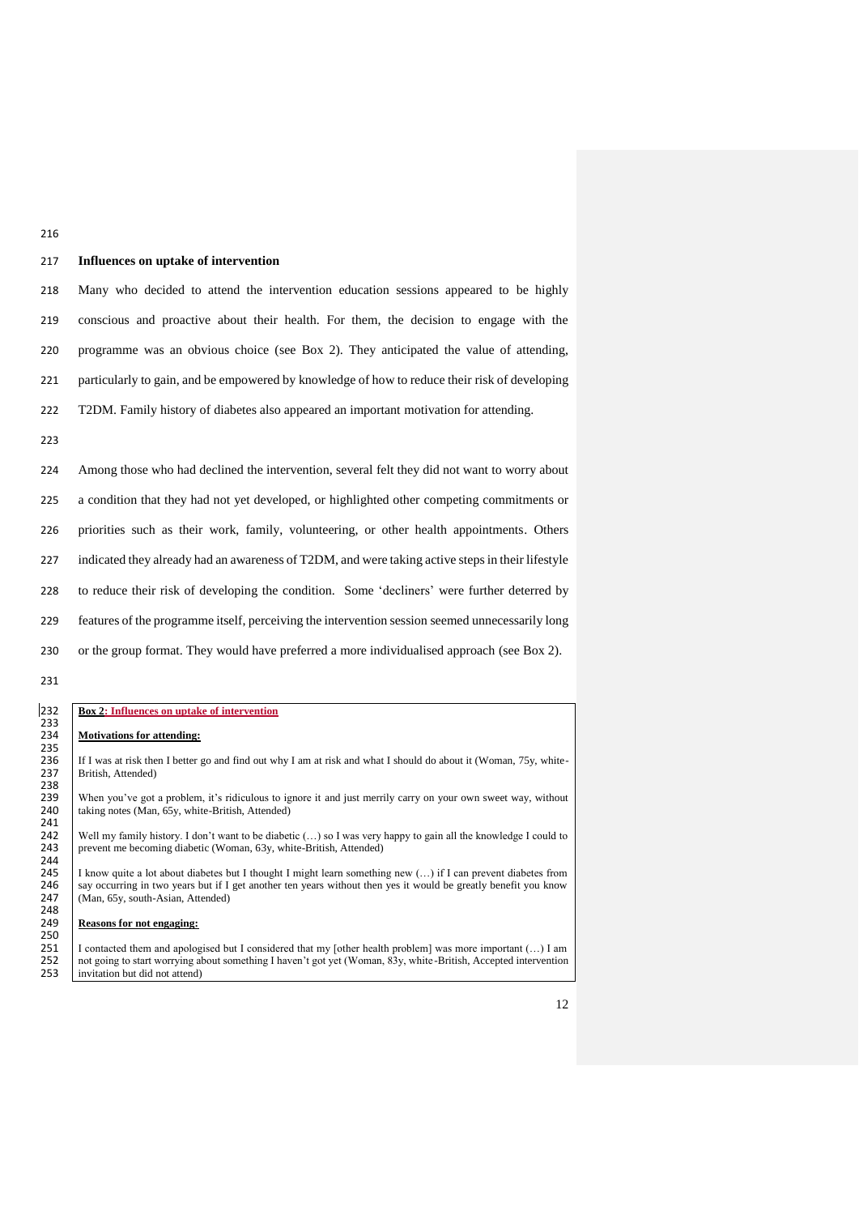## Influences on uptake of intervention

Many who decided to attend the intervention education sessions appeared to be highly conscious and proactive about their health. For them, the decision to engage with the programme was an obvious choice (see Box 2). They anticipated the value of attending, particularly to gain, and be empowered by knowledge of how to reduce their risk of developing T2DM. Family history of diabetes also appeared an important motivation for attending.

Among those who had declined the intervention, several felt they did not want to worry about a condition that they had not yet developed, or highlighted other competing commitments or priorities such as their work, family, volunteering, or other health appointments. Others indicated they already had an awareness of T2DM, and were taking active steps in their lifestyle to reduce their risk of developing the condition. Some 'decliners' were further deterred by features of the programme itself, perceiving the intervention session seemed unnecessarily long or the group format. They would have preferred a more individualised approach (see Box 2).

**Box 2: Influences on uptake of intervention**

**Motivations for attending:**

If I was at risk then I better go and find out why I am at risk and what I should do about it (Woman, 75y, white-British, Attended)

When you've got a problem, it's ridiculous to ignore it and just merrily carry on your own sweet way, without taking notes (Man, 65y, white-British, Attended)

Well my family history. I don't want to be diabetic (…) so I was very happy to gain all the knowledge I could to prevent me becoming diabetic (Woman, 63y, white-British, Attended)

I know quite a lot about diabetes but I thought I might learn something new (…) if I can prevent diabetes from say occurring in two years but if I get another ten years without then yes it would be greatly benefit you know (Man, 65y, south-Asian, Attended)

**Reasons for not engaging:**

I contacted them and apologised but I considered that my [other health problem] was more important (…) I am not going to start worrying about something I haven't got yet (Woman, 83y, white-British, Accepted intervention invitation but did not attend)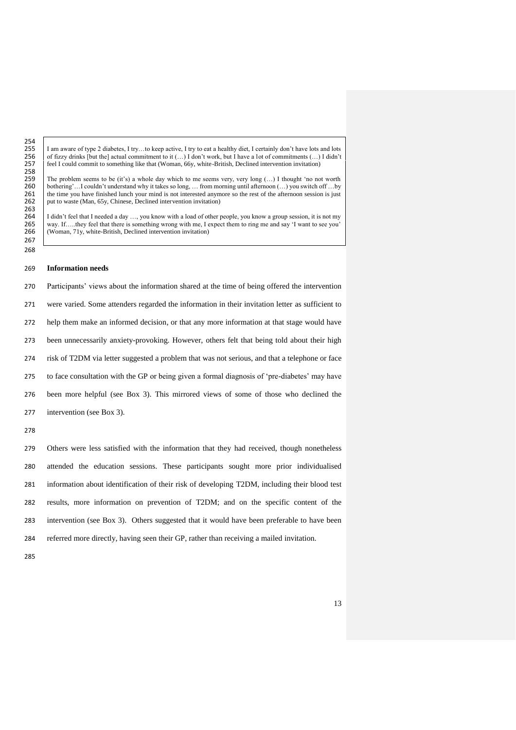I am aware of type 2 diabetes, I try…to keep active, I try to eat a healthy diet, I certainly don't have lots and lots of fizzy drinks [but the] actual commitment to it (…) I don't work, but I have a lot of commitments (…) I didn't feel I could commit to something like that (Woman, 66y, white-British, Declined intervention invitation)

The problem seems to be (it's) a whole day which to me seems very, very long (…) I thought 'no not worth bothering'…I couldn't understand why it takes so long, … from morning until afternoon (…) you switch off …by the time you have finished lunch your mind is not interested anymore so the rest of the afternoon session is just put to waste (Man, 65y, Chinese, Declined intervention invitation)

I didn't feel that I needed a day …, you know with a load of other people, you know a group session, it is not my way. If…..they feel that there is something wrong with me, I expect them to ring me and say 'I want to see you' (Woman, 71y, white-British, Declined intervention invitation)

**Information needs**

Participants' views about the information shared at the time of being offered the intervention were varied. Some attenders regarded the information in their invitation letter as sufficient to help them make an informed decision, or that any more information at that stage would have been unnecessarily anxiety-provoking. However, others felt that being told about their high risk of T2DM via letter suggested a problem that was not serious, and that a telephone or face to face consultation with the GP or being given a formal diagnosis of 'pre-diabetes' may have been more helpful (see Box 3). This mirrored views of some of those who declined the intervention (see Box 3).

Others were less satisfied with the information that they had received, though nonetheless attended the education sessions. These participants sought more prior individualised information about identification of their risk of developing T2DM, including their blood test results, more information on prevention of T2DM; and on the specific content of the intervention (see Box 3). Others suggested that it would have been preferable to have been referred more directly, having seen their GP, rather than receiving a mailed invitation.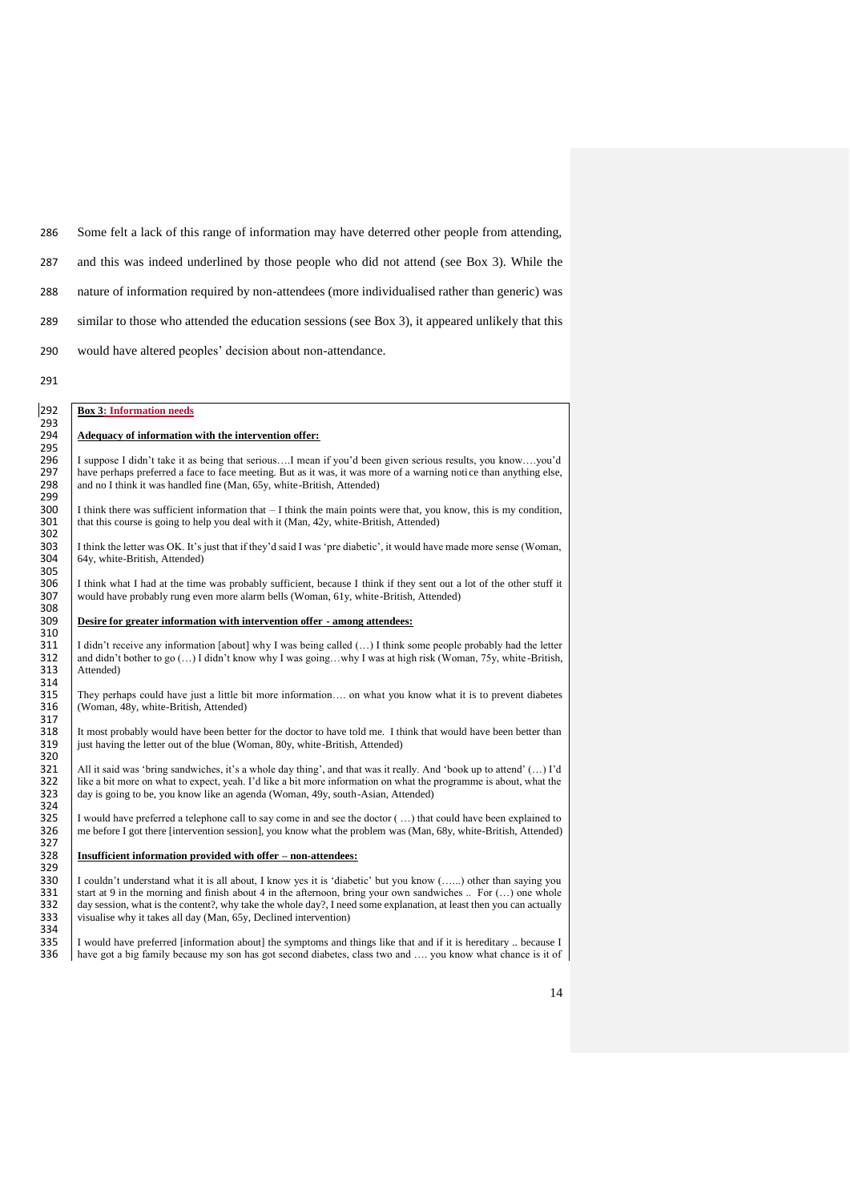Some felt a lack of this range of information may have deterred other people from attending, and this was indeed underlined by those people who did not attend (see Box 3). While the nature of information required by non-attendees (more individualised rather than generic) was similar to those who attended the education sessions (see Box 3), it appeared unlikely that this would have altered peoples' decision about non-attendance.

**Box 3: Information needs**

**Adequacy of information with the intervention offer:**

I suppose I didn't take it as being that serious….I mean if you'd been given serious results, you know….you'd have perhaps preferred a face to face meeting. But as it was, it was more of a warning notice than anything else, and no I think it was handled fine (Man, 65y, white-British, Attended)

I think there was sufficient information that – I think the main points were that, you know, this is my condition, that this course is going to help you deal with it (Man, 42y, white-British, Attended)

I think the letter was OK. It's just that if they'd said I was 'pre diabetic', it would have made more sense (Woman, 64y, white-British, Attended)

I think what I had at the time was probably sufficient, because I think if they sent out a lot of the other stuff it would have probably rung even more alarm bells (Woman, 61y, white-British, Attended)

**Desire for greater information with intervention offer - among attendees:**

I didn't receive any information [about] why I was being called (…) I think some people probably had the letter and didn't bother to go (…) I didn't know why I was going…why I was at high risk (Woman, 75y, white-British, Attended)

They perhaps could have just a little bit more information…. on what you know what it is to prevent diabetes (Woman, 48y, white-British, Attended)

It most probably would have been better for the doctor to have told me. I think that would have been better than just having the letter out of the blue (Woman, 80y, white-British, Attended)

All it said was 'bring sandwiches, it's a whole day thing', and that was it really. And 'book up to attend' (…) I'd like a bit more on what to expect, yeah. I'd like a bit more information on what the programme is about, what the day is going to be, you know like an agenda (Woman, 49y, south-Asian, Attended)

I would have preferred a telephone call to say come in and see the doctor ( …) that could have been explained to me before I got there [intervention session], you know what the problem was (Man, 68y, white-British, Attended)

**Insufficient information provided with offer – non-attendees:**

I couldn't understand what it is all about, I know yes it is 'diabetic' but you know (…...) other than saying you start at 9 in the morning and finish about 4 in the afternoon, bring your own sandwiches .. For (…) one whole day session, what is the content?, why take the whole day?, I need some explanation, at least then you can actually visualise why it takes all day (Man, 65y, Declined intervention)

I would have preferred [information about] the symptoms and things like that and if it is hereditary .. because I have got a big family because my son has got second diabetes, class two and …. you know what chance is it of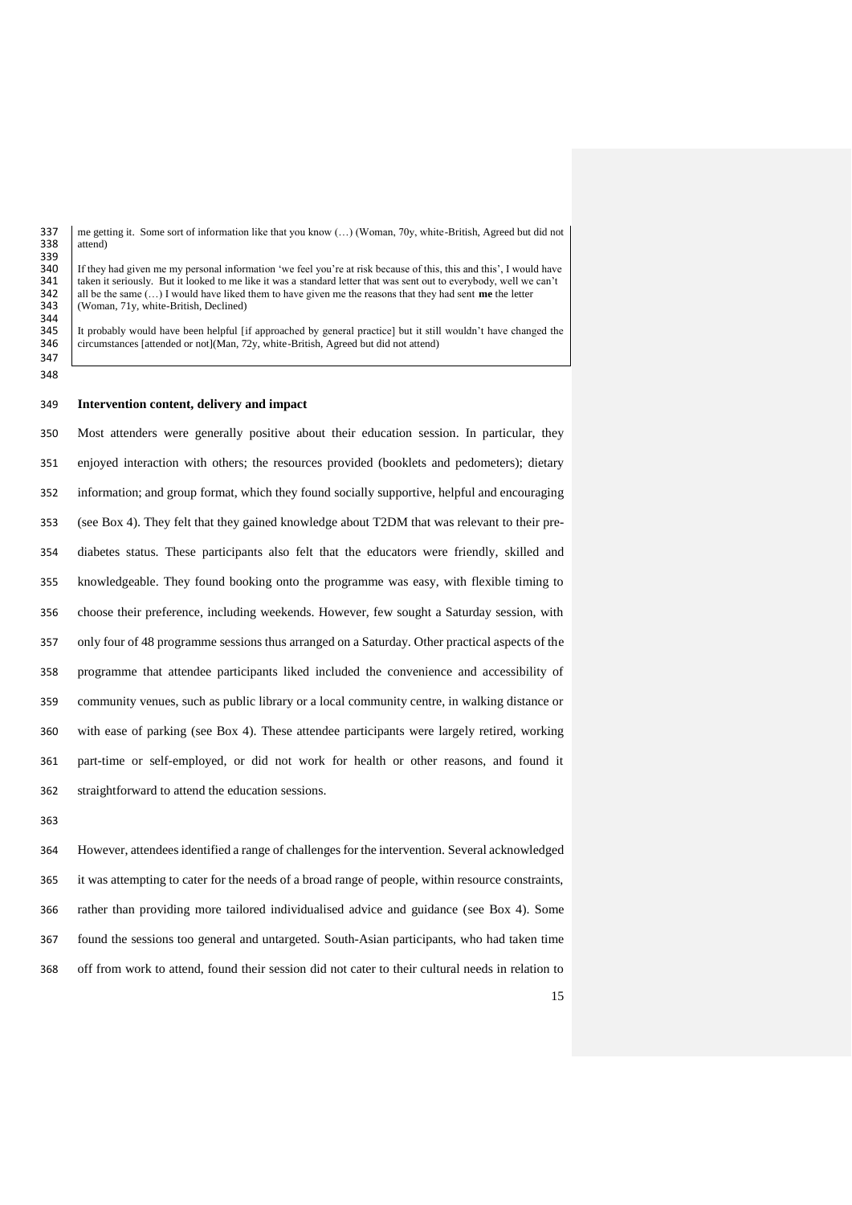me getting it. Some sort of information like that you know (…) (Woman, 70y, white-British, Agreed but did not attend)

If they had given me my personal information 'we feel you're at risk because of this, this and this', I would have taken it seriously. But it looked to me like it was a standard letter that was sent out to everybody, well we can't all be the same (…) I would have liked them to have given me the reasons that they had sent **me** the letter (Woman, 71y, white-British, Declined)

It probably would have been helpful [if approached by general practice] but it still wouldn't have changed the circumstances [attended or not](Man, 72y, white-British, Agreed but did not attend)

**Intervention content, delivery and impact**

Most attenders were generally positive about their education session. In particular, they enjoyed interaction with others; the resources provided (booklets and pedometers); dietary information; and group format, which they found socially supportive, helpful and encouraging (see Box 4). They felt that they gained knowledge about T2DM that was relevant to their pre-diabetes status. These participants also felt that the educators were friendly, skilled and knowledgeable. They found booking onto the programme was easy, with flexible timing to choose their preference, including weekends. However, few sought a Saturday session, with only four of 48 programme sessions thus arranged on a Saturday. Other practical aspects of the programme that attendee participants liked included the convenience and accessibility of community venues, such as public library or a local community centre, in walking distance or with ease of parking (see Box 4). These attendee participants were largely retired, working part-time or self-employed, or did not work for health or other reasons, and found it straightforward to attend the education sessions.

However, attendees identified a range of challenges for the intervention. Several acknowledged it was attempting to cater for the needs of a broad range of people, within resource constraints, rather than providing more tailored individualised advice and guidance (see Box 4). Some found the sessions too general and untargeted. South-Asian participants, who had taken time off from work to attend, found their session did not cater to their cultural needs in relation to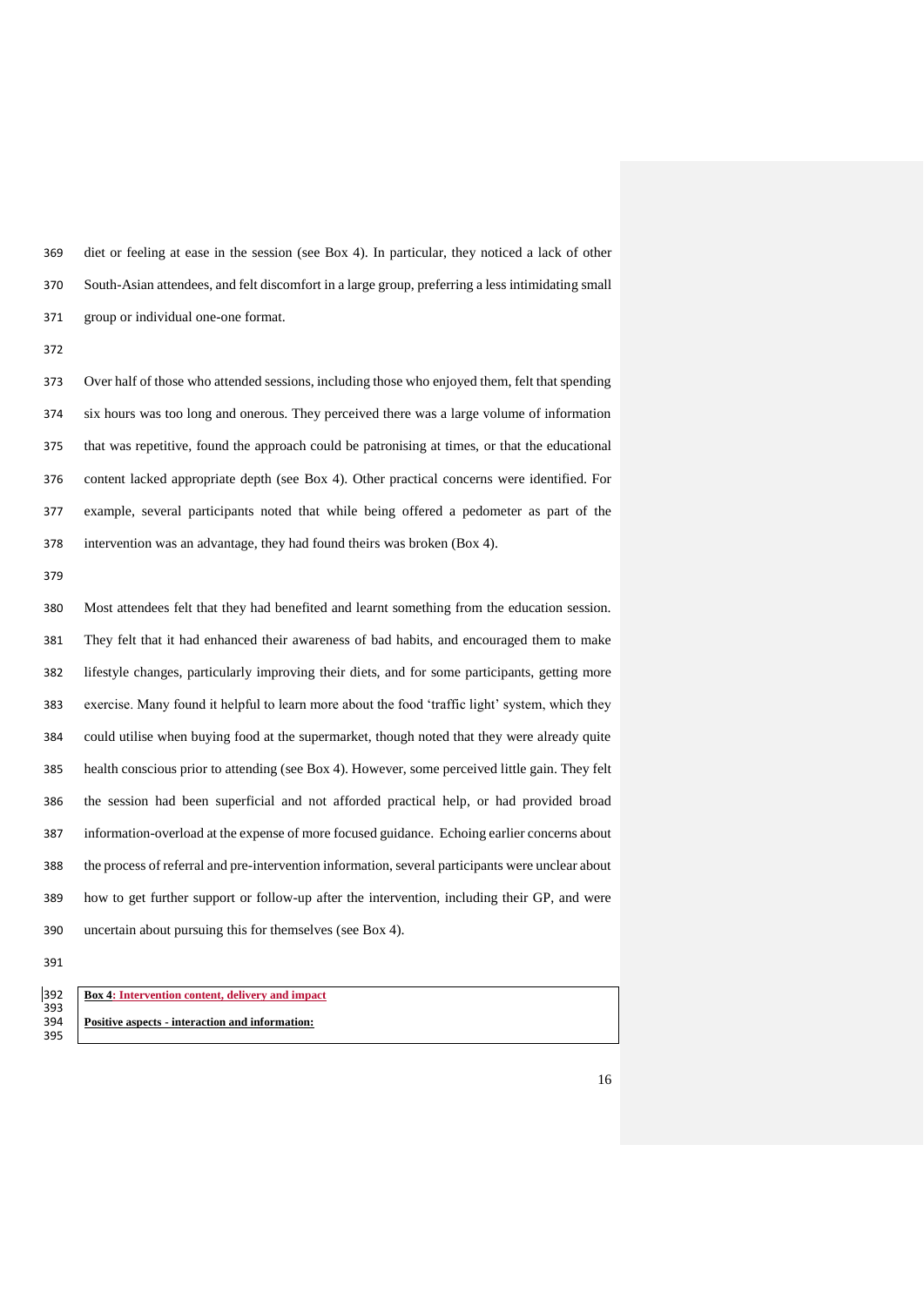diet or feeling at ease in the session (see Box 4). In particular, they noticed a lack of other South-Asian attendees, and felt discomfort in a large group, preferring a less intimidating small group or individual one-one format.

Over half of those who attended sessions, including those who enjoyed them, felt that spending six hours was too long and onerous. They perceived there was a large volume of information that was repetitive, found the approach could be patronising at times, or that the educational content lacked appropriate depth (see Box 4). Other practical concerns were identified. For example, several participants noted that while being offered a pedometer as part of the intervention was an advantage, they had found theirs was broken (Box 4).

Most attendees felt that they had benefited and learnt something from the education session. They felt that it had enhanced their awareness of bad habits, and encouraged them to make lifestyle changes, particularly improving their diets, and for some participants, getting more exercise. Many found it helpful to learn more about the food 'traffic light' system, which they could utilise when buying food at the supermarket, though noted that they were already quite health conscious prior to attending (see Box 4). However, some perceived little gain. They felt the session had been superficial and not afforded practical help, or had provided broad information-overload at the expense of more focused guidance. Echoing earlier concerns about the process of referral and pre-intervention information, several participants were unclear about how to get further support or follow-up after the intervention, including their GP, and were uncertain about pursuing this for themselves (see Box 4).

**Box 4: Intervention content, delivery and impact**

**Positive aspects - interaction and information:**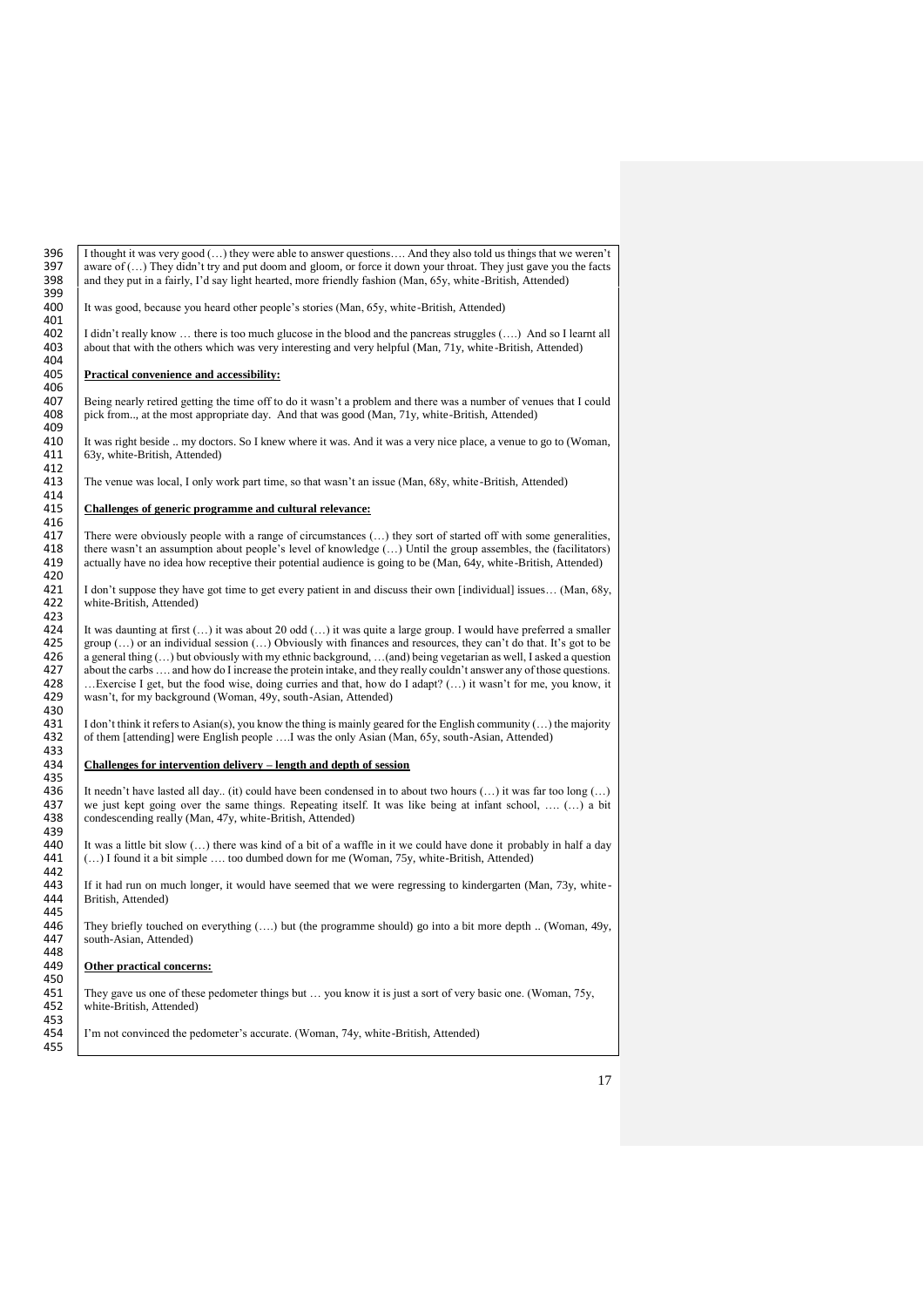I thought it was very good (…) they were able to answer questions…. And they also told us things that we weren't aware of (…) They didn't try and put doom and gloom, or force it down your throat. They just gave you the facts and they put in a fairly, I'd say light hearted, more friendly fashion (Man, 65y, white-British, Attended)

It was good, because you heard other people's stories (Man, 65y, white-British, Attended)

I didn't really know … there is too much glucose in the blood and the pancreas struggles (….) And so I learnt all about that with the others which was very interesting and very helpful (Man, 71y, white-British, Attended)

**Practical convenience and accessibility:**

Being nearly retired getting the time off to do it wasn't a problem and there was a number of venues that I could pick from.., at the most appropriate day. And that was good (Man, 71y, white-British, Attended)

It was right beside .. my doctors. So I knew where it was. And it was a very nice place, a venue to go to (Woman, 63y, white-British, Attended)

The venue was local, I only work part time, so that wasn't an issue (Man, 68y, white-British, Attended)

**Challenges of generic programme and cultural relevance:**

There were obviously people with a range of circumstances (…) they sort of started off with some generalities, there wasn't an assumption about people's level of knowledge (…) Until the group assembles, the (facilitators) actually have no idea how receptive their potential audience is going to be (Man, 64y, white-British, Attended)

I don't suppose they have got time to get every patient in and discuss their own [individual] issues… (Man, 68y, white-British, Attended)

It was daunting at first (…) it was about 20 odd (…) it was quite a large group. I would have preferred a smaller group (…) or an individual session (…) Obviously with finances and resources, they can't do that. It's got to be a general thing (…) but obviously with my ethnic background, …(and) being vegetarian as well, I asked a question about the carbs …. and how do I increase the protein intake, and they really couldn't answer any of those questions. …Exercise I get, but the food wise, doing curries and that, how do I adapt? (…) it wasn't for me, you know, it wasn't, for my background (Woman, 49y, south-Asian, Attended)

I don't think it refers to Asian(s), you know the thing is mainly geared for the English community (…) the majority of them [attending] were English people ….I was the only Asian (Man, 65y, south-Asian, Attended)

**Challenges for intervention delivery – length and depth of session**

It needn't have lasted all day.. (it) could have been condensed in to about two hours (…) it was far too long (…) we just kept going over the same things. Repeating itself. It was like being at infant school, …. (…) a bit condescending really (Man, 47y, white-British, Attended)

It was a little bit slow (…) there was kind of a bit of a waffle in it we could have done it probably in half a day (…) I found it a bit simple …. too dumbed down for me (Woman, 75y, white-British, Attended)

If it had run on much longer, it would have seemed that we were regressing to kindergarten (Man, 73y, white-British, Attended)

They briefly touched on everything (….) but (the programme should) go into a bit more depth .. (Woman, 49y, south-Asian, Attended)

**Other practical concerns:**

They gave us one of these pedometer things but … you know it is just a sort of very basic one. (Woman, 75y, white-British, Attended)

I'm not convinced the pedometer's accurate. (Woman, 74y, white-British, Attended)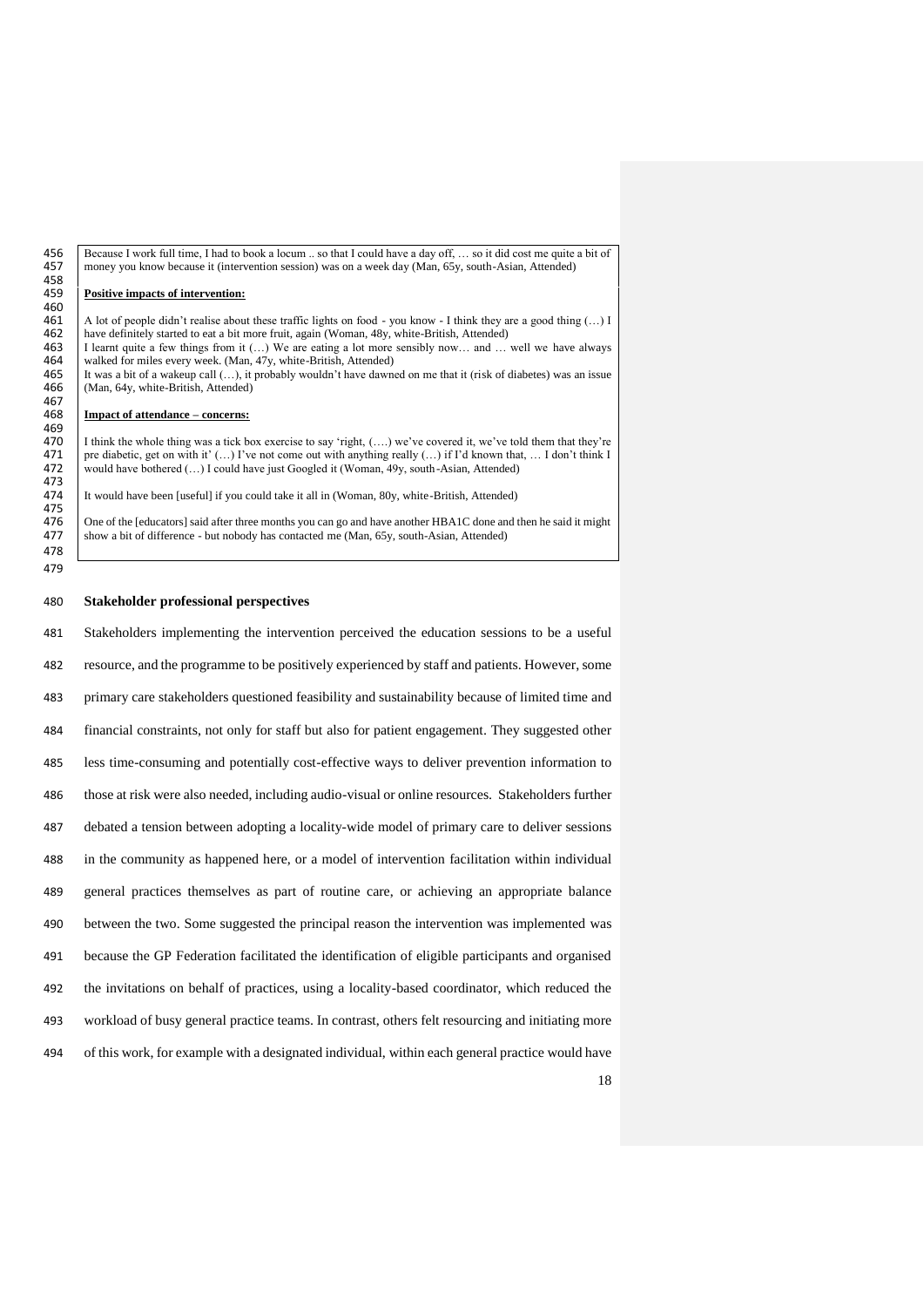Because I work full time, I had to book a locum .. so that I could have a day off, … so it did cost me quite a bit of money you know because it (intervention session) was on a week day (Man, 65y, south-Asian, Attended)

**Positive impacts of intervention:**

A lot of people didn't realise about these traffic lights on food - you know - I think they are a good thing (…) I have definitely started to eat a bit more fruit, again (Woman, 48y, white-British, Attended)
I learnt quite a few things from it (…) We are eating a lot more sensibly now… and … well we have always walked for miles every week. (Man, 47y, white-British, Attended)
It was a bit of a wakeup call (…), it probably wouldn't have dawned on me that it (risk of diabetes) was an issue (Man, 64y, white-British, Attended)

**Impact of attendance – concerns:**

I think the whole thing was a tick box exercise to say 'right, (….) we've covered it, we've told them that they're pre diabetic, get on with it' (…) I've not come out with anything really (…) if I'd known that, … I don't think I would have bothered (…) I could have just Googled it (Woman, 49y, south-Asian, Attended)

It would have been [useful] if you could take it all in (Woman, 80y, white-British, Attended)

One of the [educators] said after three months you can go and have another HBA1C done and then he said it might show a bit of difference - but nobody has contacted me (Man, 65y, south-Asian, Attended)

**Stakeholder professional perspectives**

Stakeholders implementing the intervention perceived the education sessions to be a useful resource, and the programme to be positively experienced by staff and patients. However, some primary care stakeholders questioned feasibility and sustainability because of limited time and financial constraints, not only for staff but also for patient engagement. They suggested other less time-consuming and potentially cost-effective ways to deliver prevention information to those at risk were also needed, including audio-visual or online resources. Stakeholders further debated a tension between adopting a locality-wide model of primary care to deliver sessions in the community as happened here, or a model of intervention facilitation within individual general practices themselves as part of routine care, or achieving an appropriate balance between the two. Some suggested the principal reason the intervention was implemented was because the GP Federation facilitated the identification of eligible participants and organised the invitations on behalf of practices, using a locality-based coordinator, which reduced the workload of busy general practice teams. In contrast, others felt resourcing and initiating more of this work, for example with a designated individual, within each general practice would have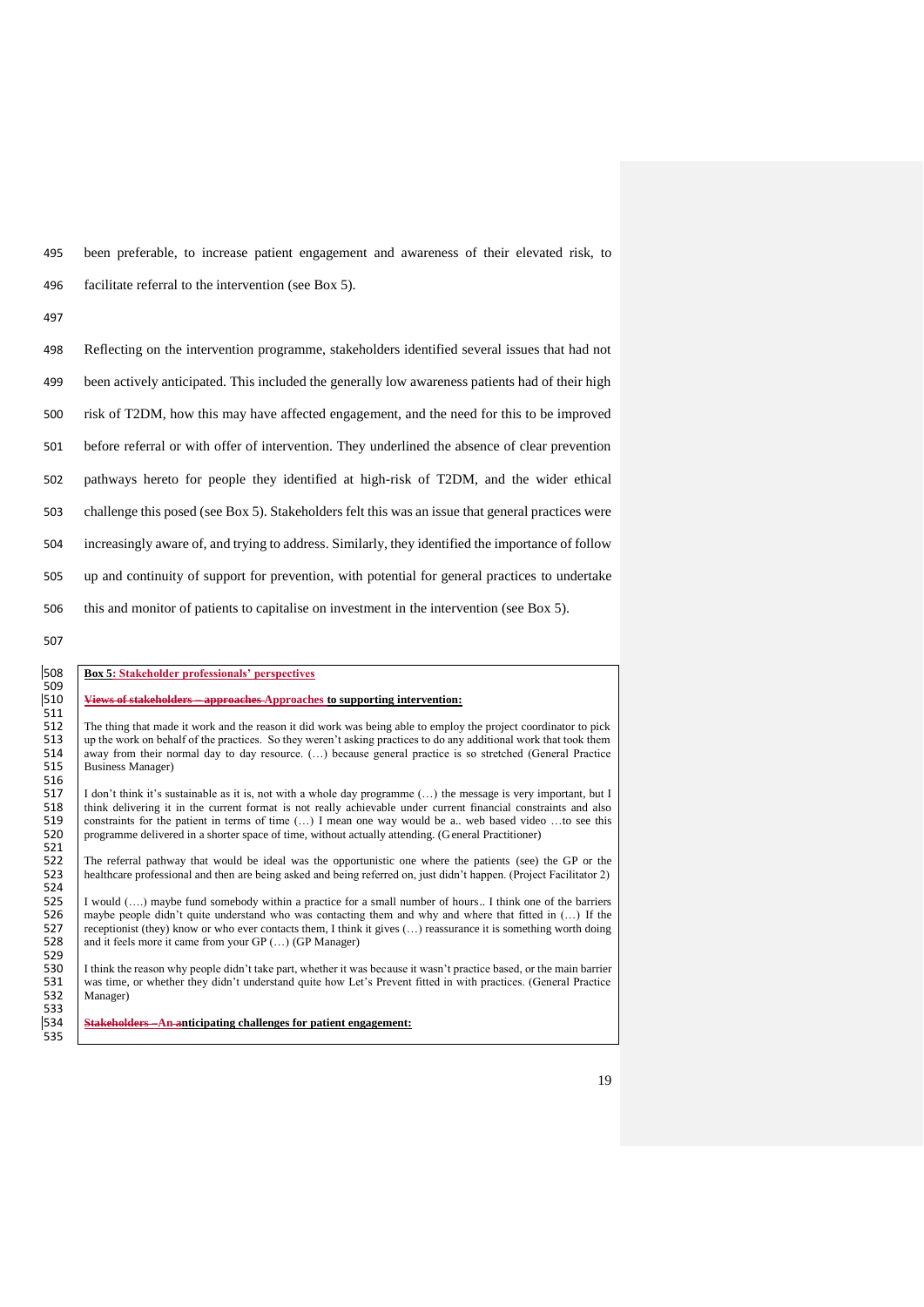been preferable, to increase patient engagement and awareness of their elevated risk, to facilitate referral to the intervention (see Box 5).

Reflecting on the intervention programme, stakeholders identified several issues that had not been actively anticipated. This included the generally low awareness patients had of their high risk of T2DM, how this may have affected engagement, and the need for this to be improved before referral or with offer of intervention. They underlined the absence of clear prevention pathways hereto for people they identified at high-risk of T2DM, and the wider ethical challenge this posed (see Box 5). Stakeholders felt this was an issue that general practices were increasingly aware of, and trying to address. Similarly, they identified the importance of follow up and continuity of support for prevention, with potential for general practices to undertake this and monitor of patients to capitalise on investment in the intervention (see Box 5).

**Box 5: Stakeholder professionals' perspectives**

**~~Views of stakeholders – approaches~~ Approaches to supporting intervention:**

The thing that made it work and the reason it did work was being able to employ the project coordinator to pick up the work on behalf of the practices. So they weren't asking practices to do any additional work that took them away from their normal day to day resource. (…) because general practice is so stretched (General Practice Business Manager)

I don't think it's sustainable as it is, not with a whole day programme (…) the message is very important, but I think delivering it in the current format is not really achievable under current financial constraints and also constraints for the patient in terms of time (…) I mean one way would be a.. web based video …to see this programme delivered in a shorter space of time, without actually attending. (General Practitioner)

The referral pathway that would be ideal was the opportunistic one where the patients (see) the GP or the healthcare professional and then are being asked and being referred on, just didn't happen. (Project Facilitator 2)

I would (….) maybe fund somebody within a practice for a small number of hours.. I think one of the barriers maybe people didn't quite understand who was contacting them and why and where that fitted in (…) If the receptionist (they) know or who ever contacts them, I think it gives (…) reassurance it is something worth doing and it feels more it came from your GP (…) (GP Manager)

I think the reason why people didn't take part, whether it was because it wasn't practice based, or the main barrier was time, or whether they didn't understand quite how Let's Prevent fitted in with practices. (General Practice Manager)

**~~Stakeholders – An~~ anticipating challenges for patient engagement:**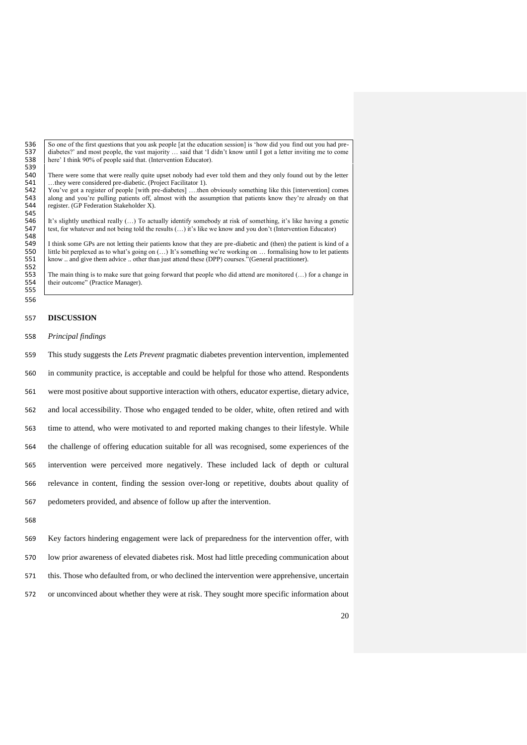So one of the first questions that you ask people [at the education session] is 'how did you find out you had pre-diabetes?' and most people, the vast majority … said that 'I didn't know until I got a letter inviting me to come here' I think 90% of people said that. (Intervention Educator).

There were some that were really quite upset nobody had ever told them and they only found out by the letter …they were considered pre-diabetic. (Project Facilitator 1).
You've got a register of people [with pre-diabetes] ….then obviously something like this [intervention] comes along and you're pulling patients off, almost with the assumption that patients know they're already on that register. (GP Federation Stakeholder X).

It's slightly unethical really (…) To actually identify somebody at risk of something, it's like having a genetic test, for whatever and not being told the results (…) it's like we know and you don't (Intervention Educator)

I think some GPs are not letting their patients know that they are pre-diabetic and (then) the patient is kind of a little bit perplexed as to what's going on (…) It's something we're working on … formalising how to let patients know .. and give them advice .. other than just attend these (DPP) courses."(General practitioner).

The main thing is to make sure that going forward that people who did attend are monitored (…) for a change in their outcome" (Practice Manager).

## DISCUSSION

### *Principal findings*

This study suggests the *Lets Prevent* pragmatic diabetes prevention intervention, implemented in community practice, is acceptable and could be helpful for those who attend. Respondents were most positive about supportive interaction with others, educator expertise, dietary advice, and local accessibility. Those who engaged tended to be older, white, often retired and with time to attend, who were motivated to and reported making changes to their lifestyle. While the challenge of offering education suitable for all was recognised, some experiences of the intervention were perceived more negatively. These included lack of depth or cultural relevance in content, finding the session over-long or repetitive, doubts about quality of pedometers provided, and absence of follow up after the intervention.

Key factors hindering engagement were lack of preparedness for the intervention offer, with low prior awareness of elevated diabetes risk. Most had little preceding communication about this. Those who defaulted from, or who declined the intervention were apprehensive, uncertain or unconvinced about whether they were at risk. They sought more specific information about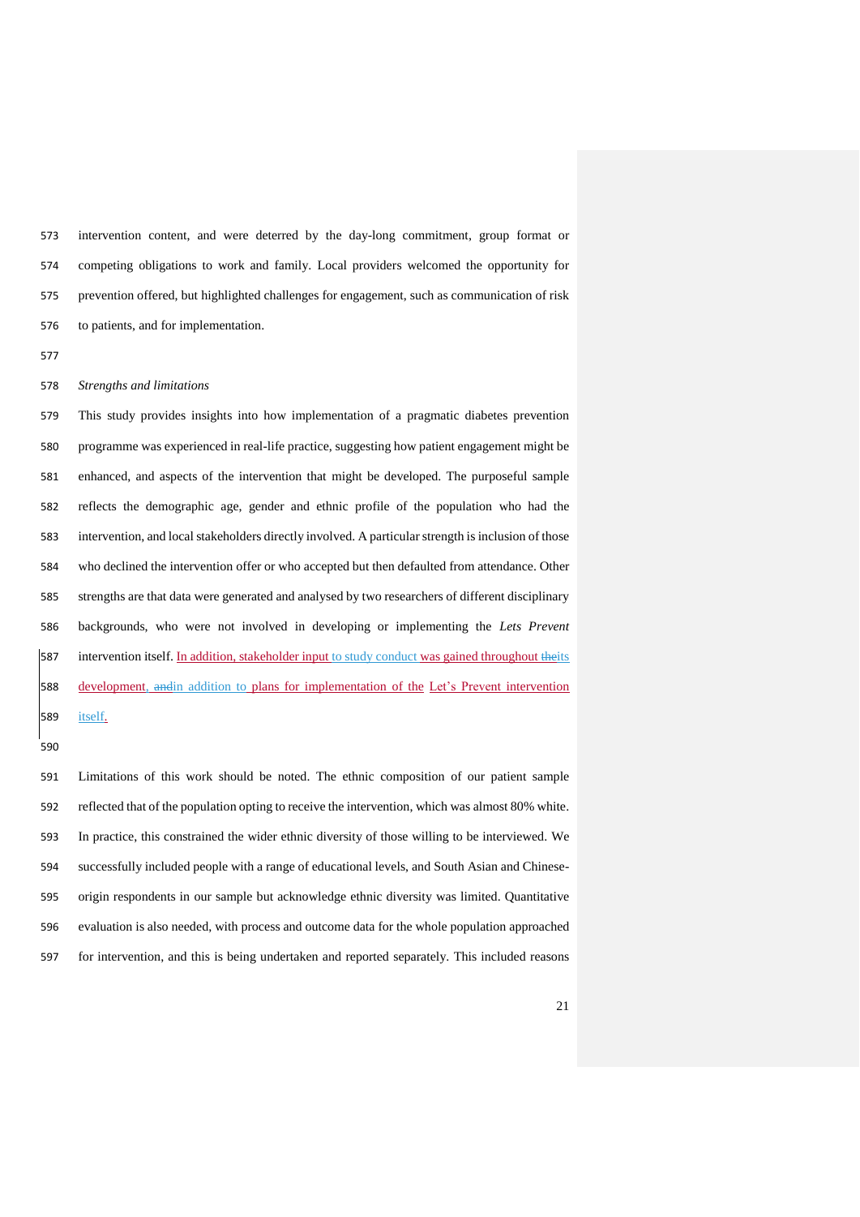intervention content, and were deterred by the day-long commitment, group format or competing obligations to work and family. Local providers welcomed the opportunity for prevention offered, but highlighted challenges for engagement, such as communication of risk to patients, and for implementation.

*Strengths and limitations*

This study provides insights into how implementation of a pragmatic diabetes prevention programme was experienced in real-life practice, suggesting how patient engagement might be enhanced, and aspects of the intervention that might be developed. The purposeful sample reflects the demographic age, gender and ethnic profile of the population who had the intervention, and local stakeholders directly involved. A particular strength is inclusion of those who declined the intervention offer or who accepted but then defaulted from attendance. Other strengths are that data were generated and analysed by two researchers of different disciplinary backgrounds, who were not involved in developing or implementing the *Lets Prevent* intervention itself. In addition, stakeholder input to study conduct was gained throughout ~~the~~its development, ~~and~~in addition to plans for implementation of the Let's Prevent intervention itself.

Limitations of this work should be noted. The ethnic composition of our patient sample reflected that of the population opting to receive the intervention, which was almost 80% white. In practice, this constrained the wider ethnic diversity of those willing to be interviewed. We successfully included people with a range of educational levels, and South Asian and Chinese-origin respondents in our sample but acknowledge ethnic diversity was limited. Quantitative evaluation is also needed, with process and outcome data for the whole population approached for intervention, and this is being undertaken and reported separately. This included reasons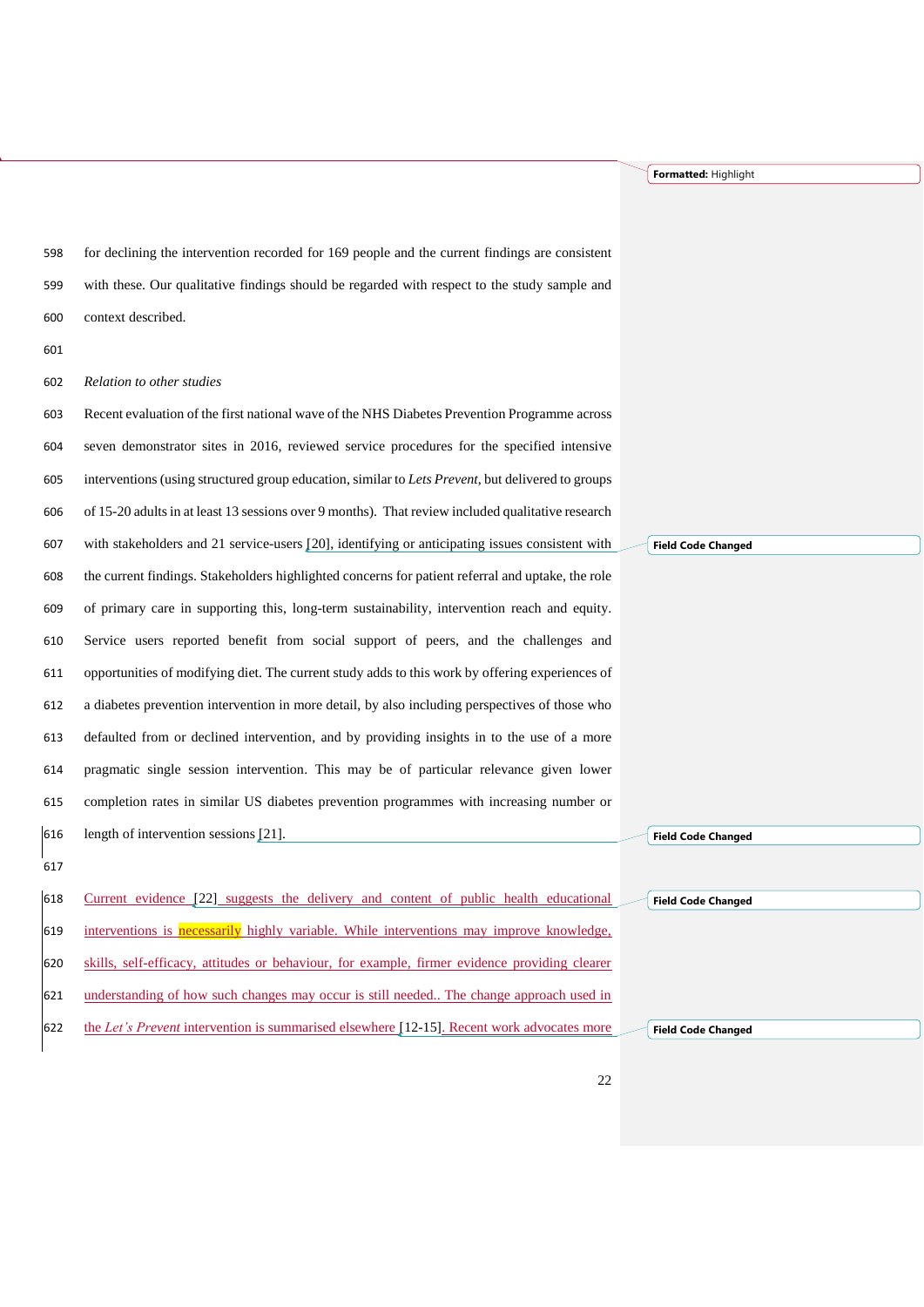for declining the intervention recorded for 169 people and the current findings are consistent with these. Our qualitative findings should be regarded with respect to the study sample and context described.

*Relation to other studies*

Recent evaluation of the first national wave of the NHS Diabetes Prevention Programme across seven demonstrator sites in 2016, reviewed service procedures for the specified intensive interventions (using structured group education, similar to *Lets Prevent*, but delivered to groups of 15-20 adults in at least 13 sessions over 9 months). That review included qualitative research with stakeholders and 21 service-users [20], identifying or anticipating issues consistent with the current findings. Stakeholders highlighted concerns for patient referral and uptake, the role of primary care in supporting this, long-term sustainability, intervention reach and equity. Service users reported benefit from social support of peers, and the challenges and opportunities of modifying diet. The current study adds to this work by offering experiences of a diabetes prevention intervention in more detail, by also including perspectives of those who defaulted from or declined intervention, and by providing insights in to the use of a more pragmatic single session intervention. This may be of particular relevance given lower completion rates in similar US diabetes prevention programmes with increasing number or length of intervention sessions [21].

Current evidence [22] suggests the delivery and content of public health educational interventions is necessarily highly variable. While interventions may improve knowledge, skills, self-efficacy, attitudes or behaviour, for example, firmer evidence providing clearer understanding of how such changes may occur is still needed.. The change approach used in the *Let's Prevent* intervention is summarised elsewhere [12-15]. Recent work advocates more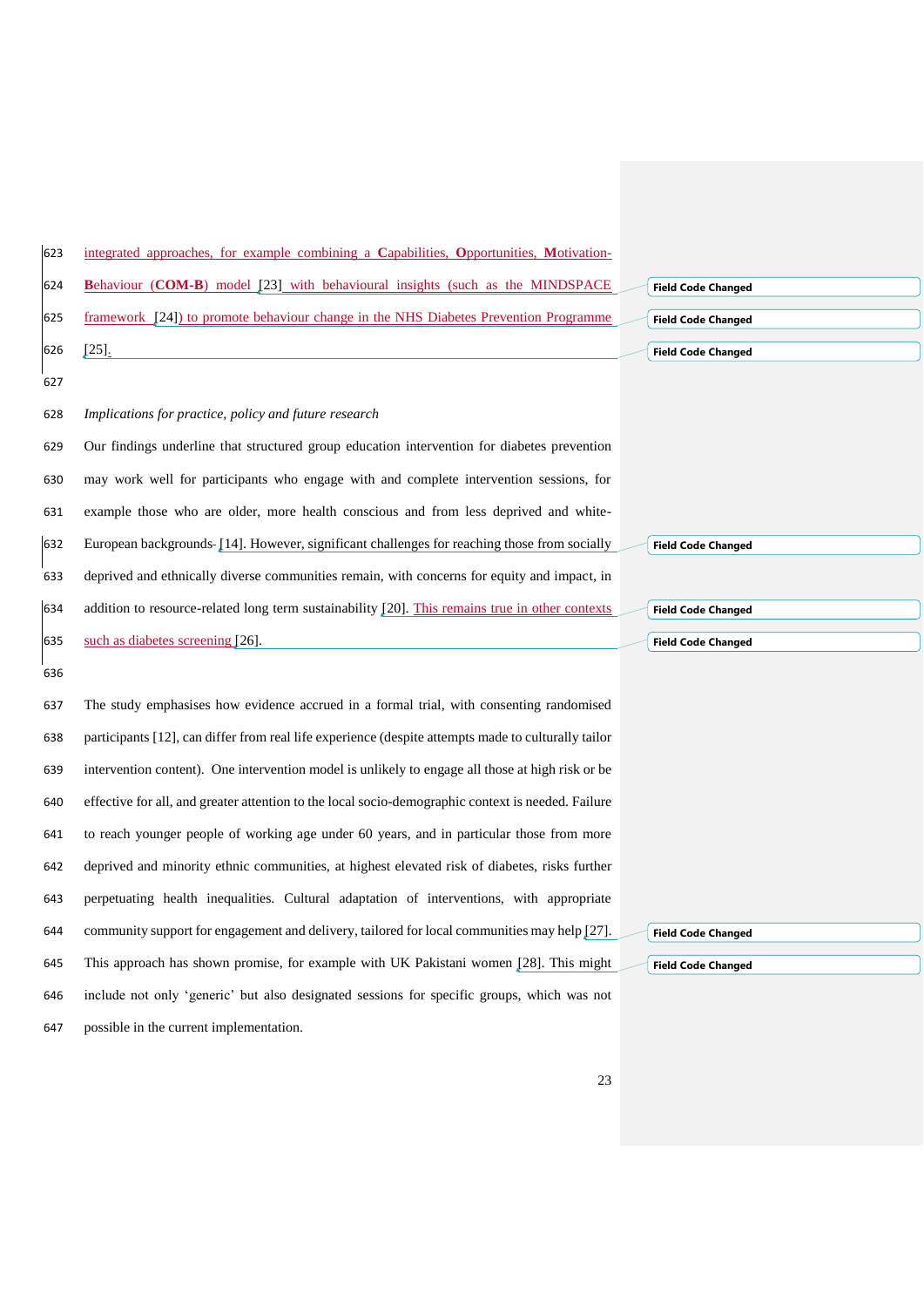integrated approaches, for example combining a **C**apabilities, **O**pportunities, **M**otivation-**B**ehaviour (**COM-B**) model [23] with behavioural insights (such as the MINDSPACE framework [24]) to promote behaviour change in the NHS Diabetes Prevention Programme [25].

*Implications for practice, policy and future research*

Our findings underline that structured group education intervention for diabetes prevention may work well for participants who engage with and complete intervention sessions, for example those who are older, more health conscious and from less deprived and white-European backgrounds [14]. However, significant challenges for reaching those from socially deprived and ethnically diverse communities remain, with concerns for equity and impact, in addition to resource-related long term sustainability [20]. This remains true in other contexts such as diabetes screening [26].

The study emphasises how evidence accrued in a formal trial, with consenting randomised participants [12], can differ from real life experience (despite attempts made to culturally tailor intervention content). One intervention model is unlikely to engage all those at high risk or be effective for all, and greater attention to the local socio-demographic context is needed. Failure to reach younger people of working age under 60 years, and in particular those from more deprived and minority ethnic communities, at highest elevated risk of diabetes, risks further perpetuating health inequalities. Cultural adaptation of interventions, with appropriate community support for engagement and delivery, tailored for local communities may help [27]. This approach has shown promise, for example with UK Pakistani women [28]. This might include not only 'generic' but also designated sessions for specific groups, which was not possible in the current implementation.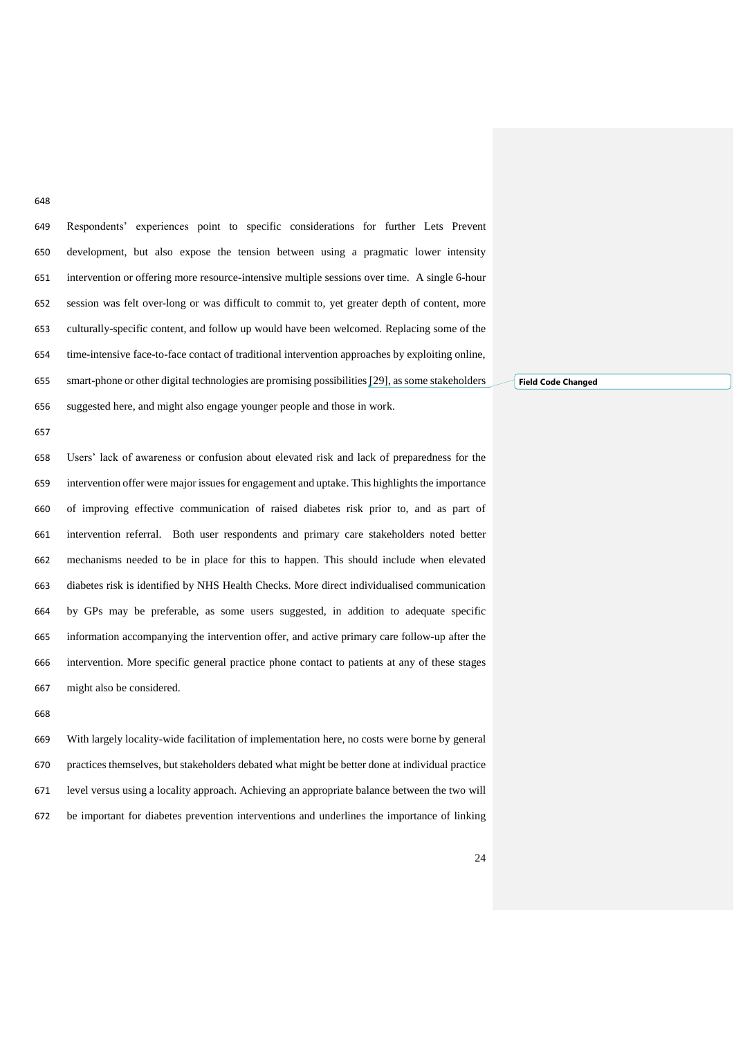Respondents' experiences point to specific considerations for further Lets Prevent development, but also expose the tension between using a pragmatic lower intensity intervention or offering more resource-intensive multiple sessions over time. A single 6-hour session was felt over-long or was difficult to commit to, yet greater depth of content, more culturally-specific content, and follow up would have been welcomed. Replacing some of the time-intensive face-to-face contact of traditional intervention approaches by exploiting online, smart-phone or other digital technologies are promising possibilities [29], as some stakeholders suggested here, and might also engage younger people and those in work.

Users' lack of awareness or confusion about elevated risk and lack of preparedness for the intervention offer were major issues for engagement and uptake. This highlights the importance of improving effective communication of raised diabetes risk prior to, and as part of intervention referral. Both user respondents and primary care stakeholders noted better mechanisms needed to be in place for this to happen. This should include when elevated diabetes risk is identified by NHS Health Checks. More direct individualised communication by GPs may be preferable, as some users suggested, in addition to adequate specific information accompanying the intervention offer, and active primary care follow-up after the intervention. More specific general practice phone contact to patients at any of these stages might also be considered.

With largely locality-wide facilitation of implementation here, no costs were borne by general practices themselves, but stakeholders debated what might be better done at individual practice level versus using a locality approach. Achieving an appropriate balance between the two will be important for diabetes prevention interventions and underlines the importance of linking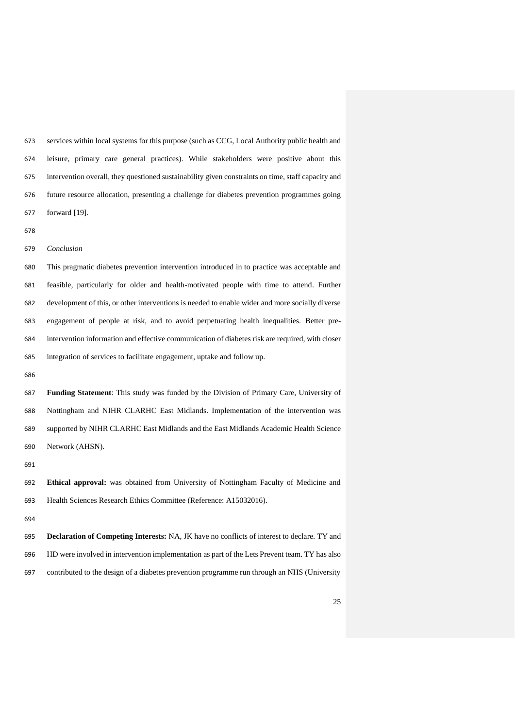services within local systems for this purpose (such as CCG, Local Authority public health and leisure, primary care general practices). While stakeholders were positive about this intervention overall, they questioned sustainability given constraints on time, staff capacity and future resource allocation, presenting a challenge for diabetes prevention programmes going forward [19].

*Conclusion*

This pragmatic diabetes prevention intervention introduced in to practice was acceptable and feasible, particularly for older and health-motivated people with time to attend. Further development of this, or other interventions is needed to enable wider and more socially diverse engagement of people at risk, and to avoid perpetuating health inequalities. Better pre-intervention information and effective communication of diabetes risk are required, with closer integration of services to facilitate engagement, uptake and follow up.

**Funding Statement**: This study was funded by the Division of Primary Care, University of Nottingham and NIHR CLARHC East Midlands. Implementation of the intervention was supported by NIHR CLARHC East Midlands and the East Midlands Academic Health Science Network (AHSN).

**Ethical approval:** was obtained from University of Nottingham Faculty of Medicine and Health Sciences Research Ethics Committee (Reference: A15032016).

**Declaration of Competing Interests:** NA, JK have no conflicts of interest to declare. TY and HD were involved in intervention implementation as part of the Lets Prevent team. TY has also contributed to the design of a diabetes prevention programme run through an NHS (University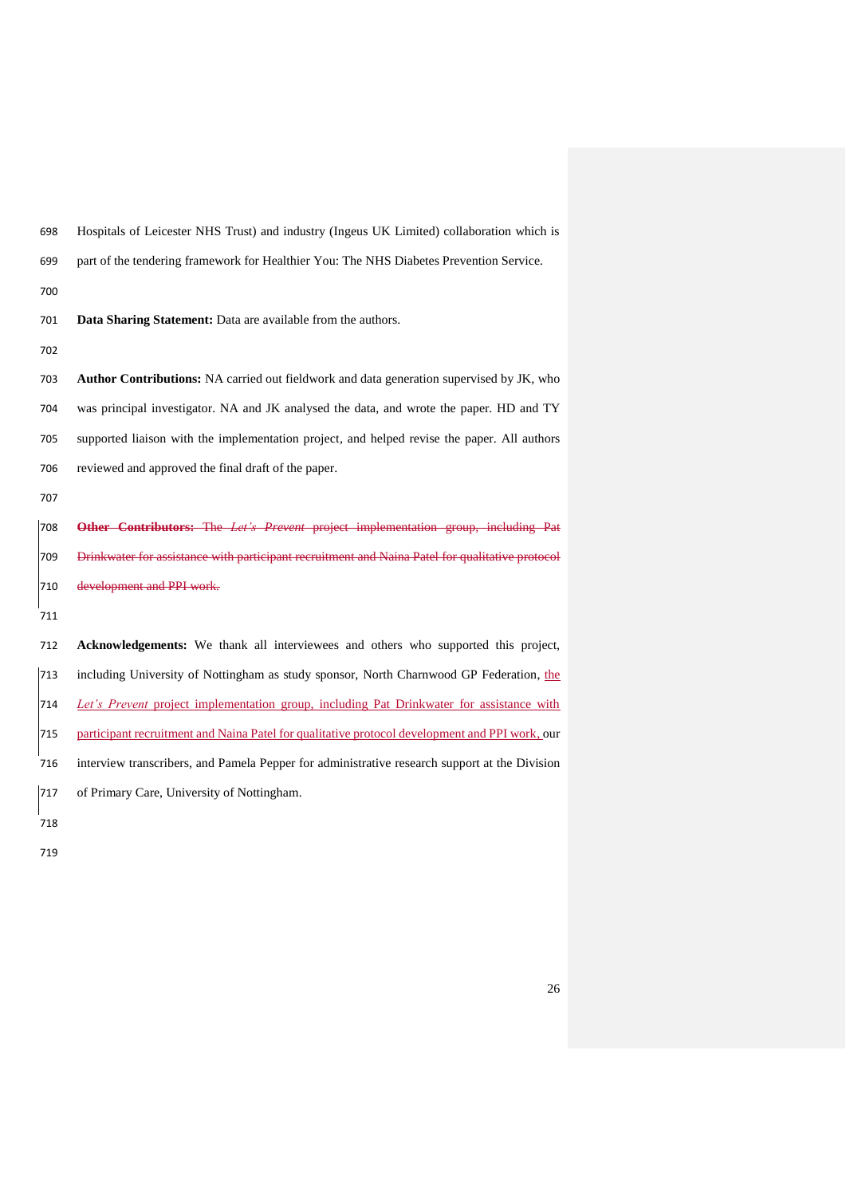Hospitals of Leicester NHS Trust) and industry (Ingeus UK Limited) collaboration which is part of the tendering framework for Healthier You: The NHS Diabetes Prevention Service.

**Data Sharing Statement:** Data are available from the authors.

**Author Contributions:** NA carried out fieldwork and data generation supervised by JK, who was principal investigator. NA and JK analysed the data, and wrote the paper. HD and TY supported liaison with the implementation project, and helped revise the paper. All authors reviewed and approved the final draft of the paper.

~~**Other Contributors:** The *Let's Prevent* project implementation group, including Pat Drinkwater for assistance with participant recruitment and Naina Patel for qualitative protocol development and PPI work.~~

**Acknowledgements:** We thank all interviewees and others who supported this project, including University of Nottingham as study sponsor, North Charnwood GP Federation, the *Let's Prevent* project implementation group, including Pat Drinkwater for assistance with participant recruitment and Naina Patel for qualitative protocol development and PPI work, our interview transcribers, and Pamela Pepper for administrative research support at the Division of Primary Care, University of Nottingham.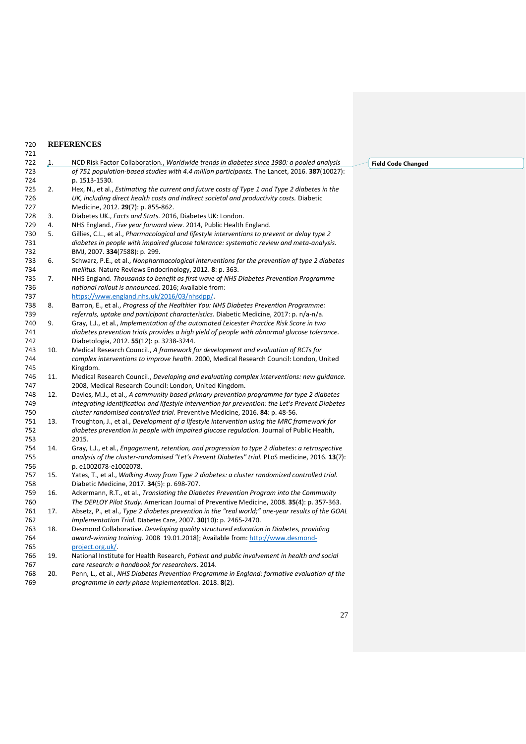## REFERENCES

1. NCD Risk Factor Collaboration., *Worldwide trends in diabetes since 1980: a pooled analysis of 751 population-based studies with 4.4 million participants.* The Lancet, 2016. **387**(10027): p. 1513-1530.
2. Hex, N., et al., *Estimating the current and future costs of Type 1 and Type 2 diabetes in the UK, including direct health costs and indirect societal and productivity costs.* Diabetic Medicine, 2012. **29**(7): p. 855-862.
3. Diabetes UK., *Facts and Stats.* 2016, Diabetes UK: London.
4. NHS England., *Five year forward view*. 2014, Public Health England.
5. Gillies, C.L., et al., *Pharmacological and lifestyle interventions to prevent or delay type 2 diabetes in people with impaired glucose tolerance: systematic review and meta-analysis.* BMJ, 2007. **334**(7588): p. 299.
6. Schwarz, P.E., et al., *Nonpharmacological interventions for the prevention of type 2 diabetes mellitus.* Nature Reviews Endocrinology, 2012. **8**: p. 363.
7. NHS England. *Thousands to benefit as first wave of NHS Diabetes Prevention Programme national rollout is announced*. 2016; Available from: https://www.england.nhs.uk/2016/03/nhsdpp/.
8. Barron, E., et al., *Progress of the Healthier You: NHS Diabetes Prevention Programme: referrals, uptake and participant characteristics.* Diabetic Medicine, 2017: p. n/a-n/a.
9. Gray, L.J., et al., *Implementation of the automated Leicester Practice Risk Score in two diabetes prevention trials provides a high yield of people with abnormal glucose tolerance.* Diabetologia, 2012. **55**(12): p. 3238-3244.
10. Medical Research Council., *A framework for development and evaluation of RCTs for complex interventions to improve health.* 2000, Medical Research Council: London, United Kingdom.
11. Medical Research Council., *Developing and evaluating complex interventions: new guidance.* 2008, Medical Research Council: London, United Kingdom.
12. Davies, M.J., et al., *A community based primary prevention programme for type 2 diabetes integrating identification and lifestyle intervention for prevention: the Let's Prevent Diabetes cluster randomised controlled trial.* Preventive Medicine, 2016. **84**: p. 48-56.
13. Troughton, J., et al., *Development of a lifestyle intervention using the MRC framework for diabetes prevention in people with impaired glucose regulation.* Journal of Public Health, 2015.
14. Gray, L.J., et al., *Engagement, retention, and progression to type 2 diabetes: a retrospective analysis of the cluster-randomised "Let's Prevent Diabetes" trial.* PLoS medicine, 2016. **13**(7): p. e1002078-e1002078.
15. Yates, T., et al., *Walking Away from Type 2 diabetes: a cluster randomized controlled trial.* Diabetic Medicine, 2017. **34**(5): p. 698-707.
16. Ackermann, R.T., et al., *Translating the Diabetes Prevention Program into the Community The DEPLOY Pilot Study.* American Journal of Preventive Medicine, 2008. **35**(4): p. 357-363.
17. Absetz, P., et al., *Type 2 diabetes prevention in the "real world;" one-year results of the GOAL Implementation Trial.* Diabetes Care, 2007. **30**(10): p. 2465-2470.
18. Desmond Collaborative. *Developing quality structured education in Diabetes, providing award-winning training.* 2008 19.01.2018]; Available from: http://www.desmond-project.org.uk/.
19. National Institute for Health Research, *Patient and public involvement in health and social care research: a handbook for researchers*. 2014.
20. Penn, L., et al., *NHS Diabetes Prevention Programme in England: formative evaluation of the programme in early phase implementation.* 2018. **8**(2).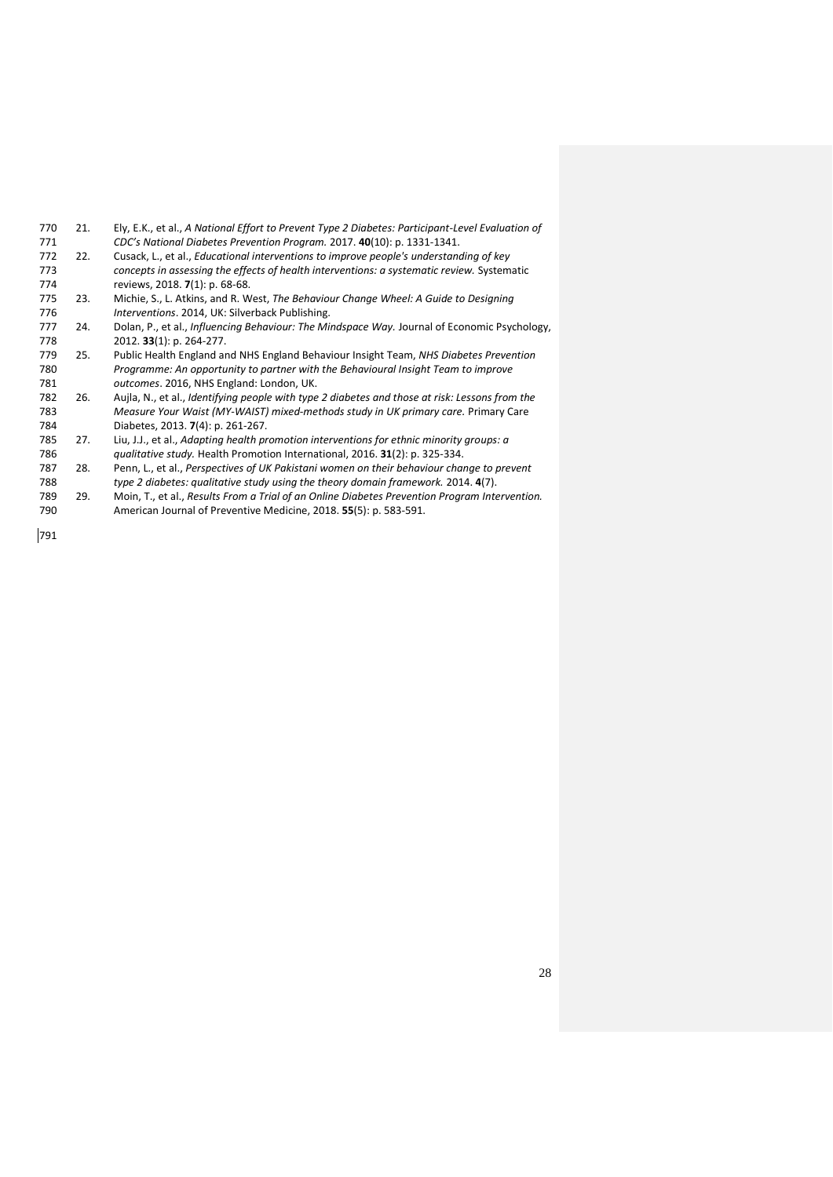21. Ely, E.K., et al., *A National Effort to Prevent Type 2 Diabetes: Participant-Level Evaluation of CDC's National Diabetes Prevention Program.* 2017. **40**(10): p. 1331-1341.
22. Cusack, L., et al., *Educational interventions to improve people's understanding of key concepts in assessing the effects of health interventions: a systematic review.* Systematic reviews, 2018. **7**(1): p. 68-68.
23. Michie, S., L. Atkins, and R. West, *The Behaviour Change Wheel: A Guide to Designing Interventions*. 2014, UK: Silverback Publishing.
24. Dolan, P., et al., *Influencing Behaviour: The Mindspace Way.* Journal of Economic Psychology, 2012. **33**(1): p. 264-277.
25. Public Health England and NHS England Behaviour Insight Team, *NHS Diabetes Prevention Programme: An opportunity to partner with the Behavioural Insight Team to improve outcomes*. 2016, NHS England: London, UK.
26. Aujla, N., et al., *Identifying people with type 2 diabetes and those at risk: Lessons from the Measure Your Waist (MY-WAIST) mixed-methods study in UK primary care.* Primary Care Diabetes, 2013. **7**(4): p. 261-267.
27. Liu, J.J., et al., *Adapting health promotion interventions for ethnic minority groups: a qualitative study.* Health Promotion International, 2016. **31**(2): p. 325-334.
28. Penn, L., et al., *Perspectives of UK Pakistani women on their behaviour change to prevent type 2 diabetes: qualitative study using the theory domain framework.* 2014. **4**(7).
29. Moin, T., et al., *Results From a Trial of an Online Diabetes Prevention Program Intervention.* American Journal of Preventive Medicine, 2018. **55**(5): p. 583-591.